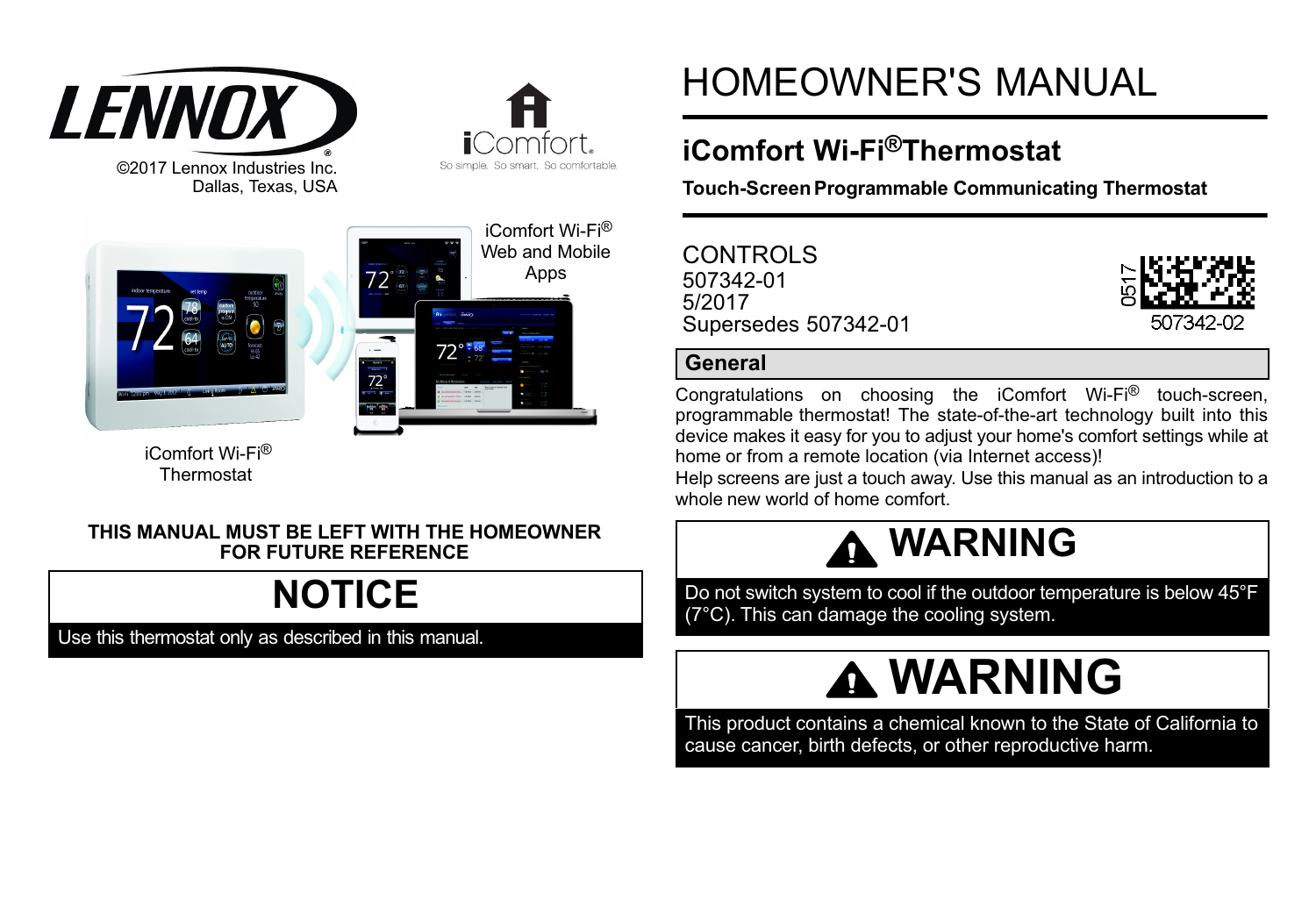LENNOX

©2017 Lennox Industries Inc.
Dallas, Texas, USA

iComfort.
So simple. So smart. So comfortable.

iComfort Wi-Fi® Web and Mobile Apps

iComfort Wi-Fi® Thermostat

**THIS MANUAL MUST BE LEFT WITH THE HOMEOWNER FOR FUTURE REFERENCE**

## NOTICE

Use this thermostat only as described in this manual.

# HOMEOWNER'S MANUAL

## iComfort Wi-Fi® Thermostat

**Touch-Screen Programmable Communicating Thermostat**

CONTROLS
507342-01
5/2017
Supersedes 507342-01

0517
507342-02

## General

Congratulations on choosing the iComfort Wi-Fi® touch-screen, programmable thermostat! The state-of-the-art technology built into this device makes it easy for you to adjust your home's comfort settings while at home or from a remote location (via Internet access)!

Help screens are just a touch away. Use this manual as an introduction to a whole new world of home comfort.

### WARNING

Do not switch system to cool if the outdoor temperature is below 45°F (7°C). This can damage the cooling system.

### WARNING

This product contains a chemical known to the State of California to cause cancer, birth defects, or other reproductive harm.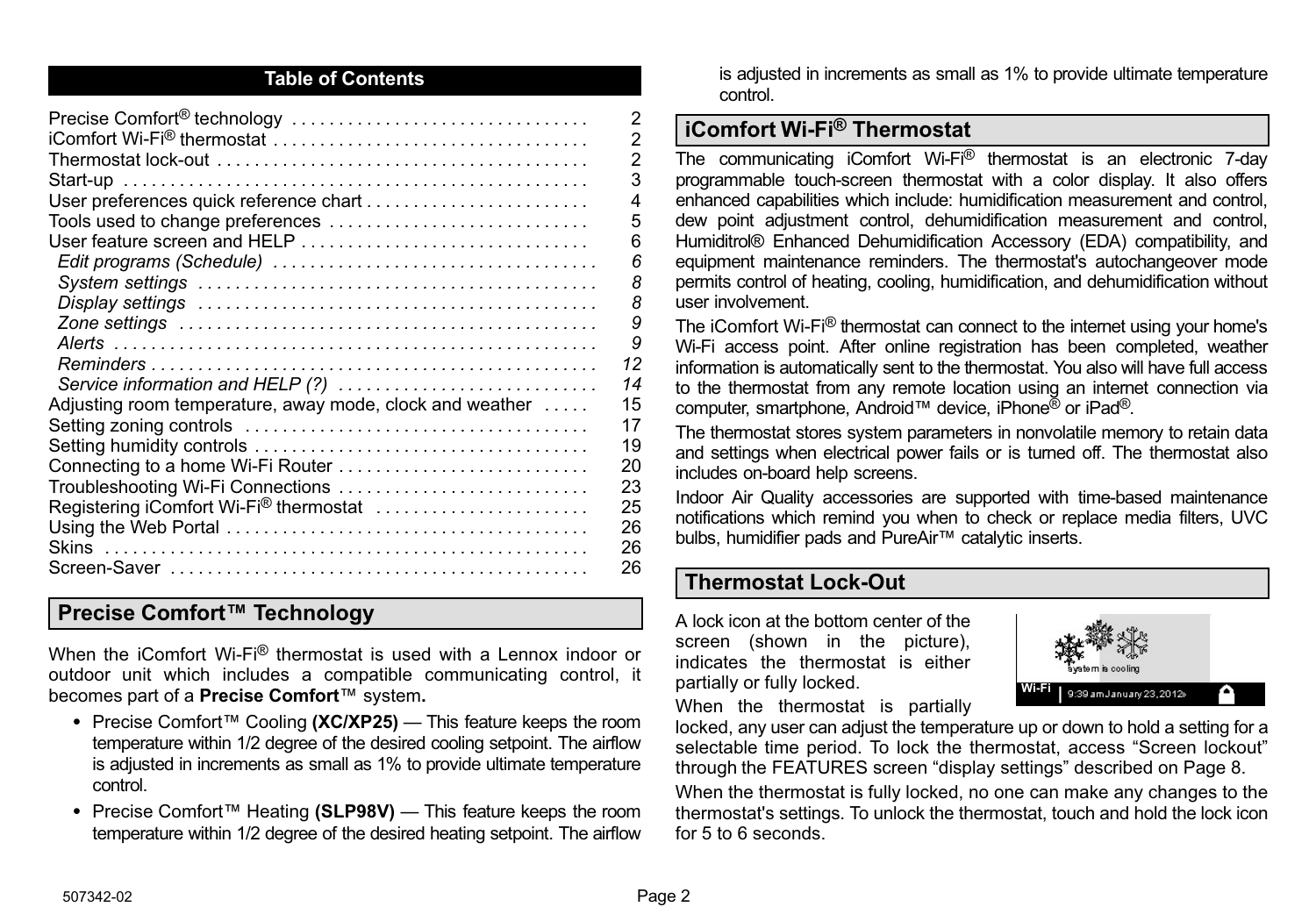## Table of Contents

| | |
|---|---|
| Precise Comfort® technology | 2 |
| iComfort Wi-Fi® thermostat | 2 |
| Thermostat lock-out | 2 |
| Start-up | 3 |
| User preferences quick reference chart | 4 |
| Tools used to change preferences | 5 |
| User feature screen and HELP | 6 |
| *Edit programs (Schedule)* | *6* |
| *System settings* | *8* |
| *Display settings* | *8* |
| *Zone settings* | *9* |
| *Alerts* | *9* |
| *Reminders* | *12* |
| *Service information and HELP (?)* | *14* |
| Adjusting room temperature, away mode, clock and weather | 15 |
| Setting zoning controls | 17 |
| Setting humidity controls | 19 |
| Connecting to a home Wi-Fi Router | 20 |
| Troubleshooting Wi-Fi Connections | 23 |
| Registering iComfort Wi-Fi® thermostat | 25 |
| Using the Web Portal | 26 |
| Skins | 26 |
| Screen-Saver | 26 |

## Precise Comfort™ Technology

When the iComfort Wi-Fi® thermostat is used with a Lennox indoor or outdoor unit which includes a compatible communicating control, it becomes part of a **Precise Comfort**™ system**.**

- Precise Comfort™ Cooling **(XC/XP25)** — This feature keeps the room temperature within 1/2 degree of the desired cooling setpoint. The airflow is adjusted in increments as small as 1% to provide ultimate temperature control.
- Precise Comfort™ Heating **(SLP98V)** — This feature keeps the room temperature within 1/2 degree of the desired heating setpoint. The airflow is adjusted in increments as small as 1% to provide ultimate temperature control.

## iComfort Wi-Fi® Thermostat

The communicating iComfort Wi-Fi® thermostat is an electronic 7-day programmable touch-screen thermostat with a color display. It also offers enhanced capabilities which include: humidification measurement and control, dew point adjustment control, dehumidification measurement and control, Humiditrol® Enhanced Dehumidification Accessory (EDA) compatibility, and equipment maintenance reminders. The thermostat's autochangeover mode permits control of heating, cooling, humidification, and dehumidification without user involvement.

The iComfort Wi-Fi® thermostat can connect to the internet using your home's Wi-Fi access point. After online registration has been completed, weather information is automatically sent to the thermostat. You also will have full access to the thermostat from any remote location using an internet connection via computer, smartphone, Android™ device, iPhone® or iPad®.

The thermostat stores system parameters in nonvolatile memory to retain data and settings when electrical power fails or is turned off. The thermostat also includes on-board help screens.

Indoor Air Quality accessories are supported with time-based maintenance notifications which remind you when to check or replace media filters, UVC bulbs, humidifier pads and PureAir™ catalytic inserts.

## Thermostat Lock-Out

A lock icon at the bottom center of the screen (shown in the picture), indicates the thermostat is either partially or fully locked.

When the thermostat is partially locked, any user can adjust the temperature up or down to hold a setting for a selectable time period. To lock the thermostat, access "Screen lockout" through the FEATURES screen "display settings" described on Page 8.

When the thermostat is fully locked, no one can make any changes to the thermostat's settings. To unlock the thermostat, touch and hold the lock icon for 5 to 6 seconds.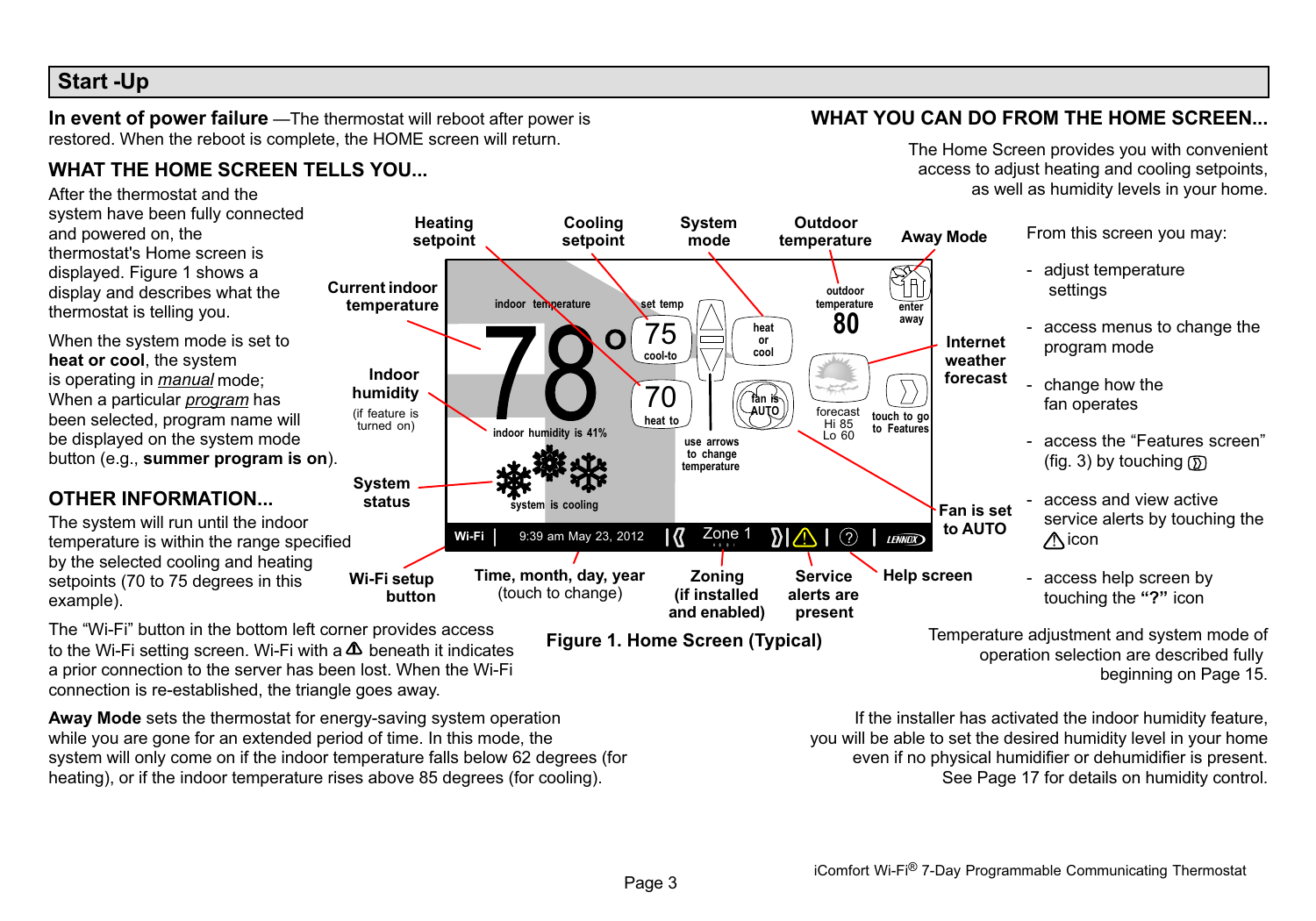## Start -Up

**In event of power failure** —The thermostat will reboot after power is restored. When the reboot is complete, the HOME screen will return.

### WHAT THE HOME SCREEN TELLS YOU...

After the thermostat and the system have been fully connected and powered on, the thermostat's Home screen is displayed. Figure 1 shows a display and describes what the thermostat is telling you.

When the system mode is set to **heat or cool**, the system is operating in *manual* mode; When a particular *program* has been selected, program name will be displayed on the system mode button (e.g., **summer program is on**).

### OTHER INFORMATION...

The system will run until the indoor temperature is within the range specified by the selected cooling and heating setpoints (70 to 75 degrees in this example).

The "Wi-Fi" button in the bottom left corner provides access to the Wi-Fi setting screen. Wi-Fi with a ⚠ beneath it indicates a prior connection to the server has been lost. When the Wi-Fi connection is re-established, the triangle goes away.

**Away Mode** sets the thermostat for energy-saving system operation while you are gone for an extended period of time. In this mode, the system will only come on if the indoor temperature falls below 62 degrees (for heating), or if the indoor temperature rises above 85 degrees (for cooling).

Heating setpoint · Cooling setpoint · System mode · Outdoor temperature · Away Mode · Current indoor temperature · Internet weather forecast · Indoor humidity (if feature is turned on) · System status · Fan is set to AUTO · Wi-Fi setup button · Time, month, day, year (touch to change) · Zoning (if installed and enabled) · Service alerts are present · Help screen

indoor temperature 78° · set temp 75 cool-to · 70 heat to · heat or cool · outdoor temperature 80 · enter away · fan is AUTO · forecast Hi 85 Lo 60 · touch to go to Features · indoor humidity is 41% · use arrows to change temperature · system is cooling · Wi-Fi · 9:39 am May 23, 2012 · Zone 1 · LENNOX

**Figure 1. Home Screen (Typical)**

### WHAT YOU CAN DO FROM THE HOME SCREEN...

The Home Screen provides you with convenient access to adjust heating and cooling setpoints, as well as humidity levels in your home.

From this screen you may:

- adjust temperature settings
- access menus to change the program mode
- change how the fan operates
- access the "Features screen" (fig. 3) by touching ⟩
- access and view active service alerts by touching the ⚠ icon
- access help screen by touching the **"?"** icon

Temperature adjustment and system mode of operation selection are described fully beginning on Page 15.

If the installer has activated the indoor humidity feature, you will be able to set the desired humidity level in your home even if no physical humidifier or dehumidifier is present. See Page 17 for details on humidity control.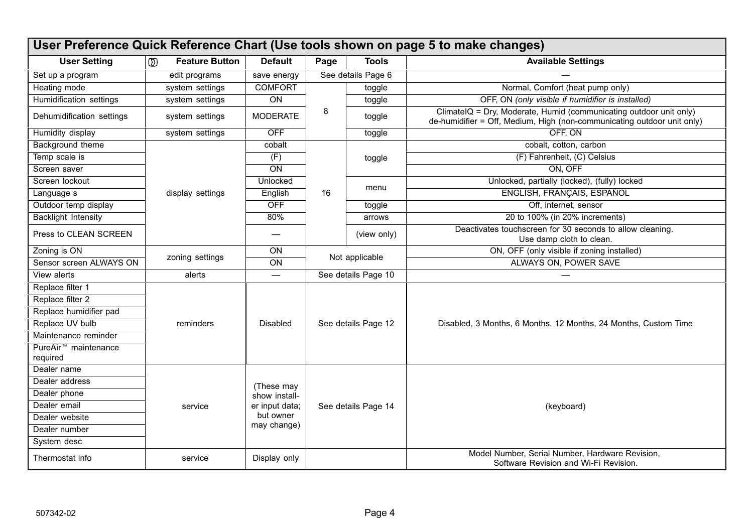## User Preference Quick Reference Chart (Use tools shown on page 5 to make changes)

| User Setting | Feature Button | Default | Page | Tools | Available Settings |
|---|---|---|---|---|---|
| Set up a program | edit programs | save energy | See details Page 6 | | — |
| Heating mode | system settings | COMFORT | 8 | toggle | Normal, Comfort (heat pump only) |
| Humidification settings | system settings | ON | 8 | toggle | OFF, ON *(only visible if humidifier is installed)* |
| Dehumidification settings | system settings | MODERATE | 8 | toggle | ClimateIQ = Dry, Moderate, Humid (communicating outdoor unit only) de-humidifier = Off, Medium, High (non-communicating outdoor unit only) |
| Humidity display | system settings | OFF | 8 | toggle | OFF, ON |
| Background theme | display settings | cobalt | 16 | toggle | cobalt, cotton, carbon |
| Temp scale is | display settings | (F) | 16 | toggle | (F) Fahrenheit, (C) Celsius |
| Screen saver | display settings | ON | 16 | toggle | ON, OFF |
| Screen lockout | display settings | Unlocked | 16 | menu | Unlocked, partially (locked), (fully) locked |
| Language s | display settings | English | 16 | menu | ENGLISH, FRANÇAIS, ESPAÑOL |
| Outdoor temp display | display settings | OFF | 16 | toggle | Off, internet, sensor |
| Backlight Intensity | display settings | 80% | 16 | arrows | 20 to 100% (in 20% increments) |
| Press to CLEAN SCREEN | display settings | — | 16 | (view only) | Deactivates touchscreen for 30 seconds to allow cleaning. Use damp cloth to clean. |
| Zoning is ON | zoning settings | ON | Not applicable | | ON, OFF (only visible if zoning installed) |
| Sensor screen ALWAYS ON | zoning settings | ON | Not applicable | | ALWAYS ON, POWER SAVE |
| View alerts | alerts | — | See details Page 10 | | — |
| Replace filter 1 | reminders | Disabled | See details Page 12 | | Disabled, 3 Months, 6 Months, 12 Months, 24 Months, Custom Time |
| Replace filter 2 | reminders | Disabled | See details Page 12 | | Disabled, 3 Months, 6 Months, 12 Months, 24 Months, Custom Time |
| Replace humidifier pad | reminders | Disabled | See details Page 12 | | Disabled, 3 Months, 6 Months, 12 Months, 24 Months, Custom Time |
| Replace UV bulb | reminders | Disabled | See details Page 12 | | Disabled, 3 Months, 6 Months, 12 Months, 24 Months, Custom Time |
| Maintenance reminder | reminders | Disabled | See details Page 12 | | Disabled, 3 Months, 6 Months, 12 Months, 24 Months, Custom Time |
| PureAir™ maintenance required | reminders | Disabled | See details Page 12 | | Disabled, 3 Months, 6 Months, 12 Months, 24 Months, Custom Time |
| Dealer name | service | (These may show installer input data; but owner may change) | See details Page 14 | | (keyboard) |
| Dealer address | service | (These may show installer input data; but owner may change) | See details Page 14 | | (keyboard) |
| Dealer phone | service | (These may show installer input data; but owner may change) | See details Page 14 | | (keyboard) |
| Dealer email | service | (These may show installer input data; but owner may change) | See details Page 14 | | (keyboard) |
| Dealer website | service | (These may show installer input data; but owner may change) | See details Page 14 | | (keyboard) |
| Dealer number | service | (These may show installer input data; but owner may change) | See details Page 14 | | (keyboard) |
| System desc | service | (These may show installer input data; but owner may change) | See details Page 14 | | (keyboard) |
| Thermostat info | service | Display only | | | Model Number, Serial Number, Hardware Revision, Software Revision and Wi-Fi Revision. |

507342-02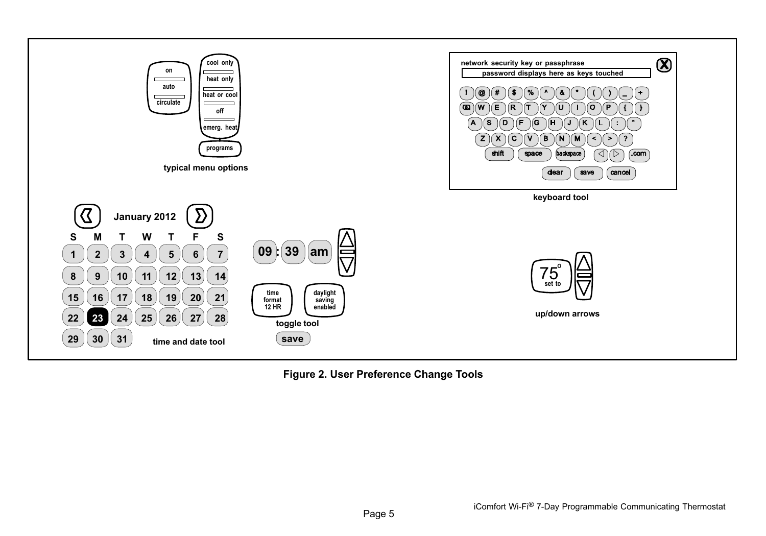**Figure 2. User Preference Change Tools**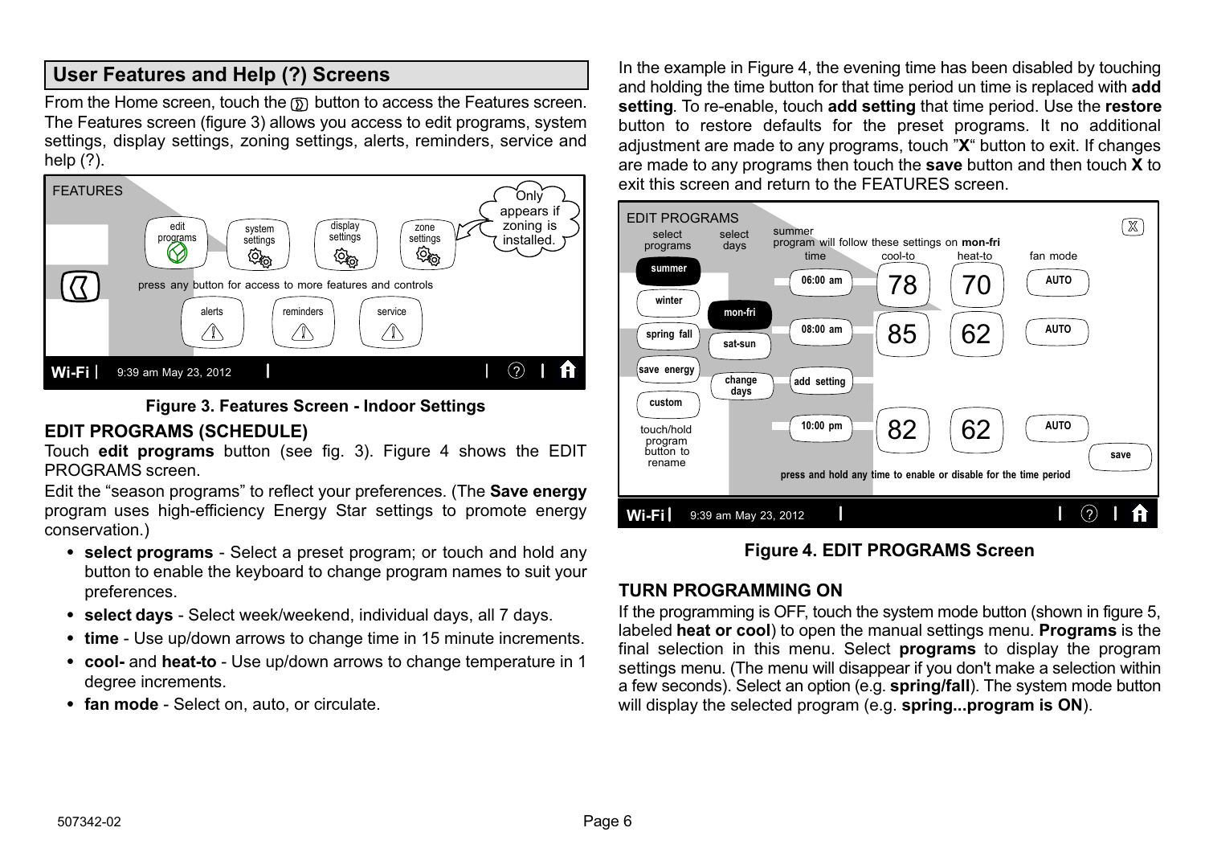## User Features and Help (?) Screens

From the Home screen, touch the button to access the Features screen. The Features screen (figure 3) allows you access to edit programs, system settings, display settings, zoning settings, alerts, reminders, service and help (?).

**Figure 3. Features Screen - Indoor Settings**

### EDIT PROGRAMS (SCHEDULE)

Touch **edit programs** button (see fig. 3). Figure 4 shows the EDIT PROGRAMS screen.

Edit the "season programs" to reflect your preferences. (The **Save energy** program uses high-efficiency Energy Star settings to promote energy conservation.)

- **select programs** - Select a preset program; or touch and hold any button to enable the keyboard to change program names to suit your preferences.
- **select days** - Select week/weekend, individual days, all 7 days.
- **time** - Use up/down arrows to change time in 15 minute increments.
- **cool-** and **heat-to** - Use up/down arrows to change temperature in 1 degree increments.
- **fan mode** - Select on, auto, or circulate.

In the example in Figure 4, the evening time has been disabled by touching and holding the time button for that time period un time is replaced with **add setting**. To re-enable, touch **add setting** that time period. Use the **restore** button to restore defaults for the preset programs. It no additional adjustment are made to any programs, touch "**X**" button to exit. If changes are made to any programs then touch the **save** button and then touch **X** to exit this screen and return to the FEATURES screen.

**Figure 4. EDIT PROGRAMS Screen**

### TURN PROGRAMMING ON

If the programming is OFF, touch the system mode button (shown in figure 5, labeled **heat or cool**) to open the manual settings menu. **Programs** is the final selection in this menu. Select **programs** to display the program settings menu. (The menu will disappear if you don't make a selection within a few seconds). Select an option (e.g. **spring/fall**). The system mode button will display the selected program (e.g. **spring...program is ON**).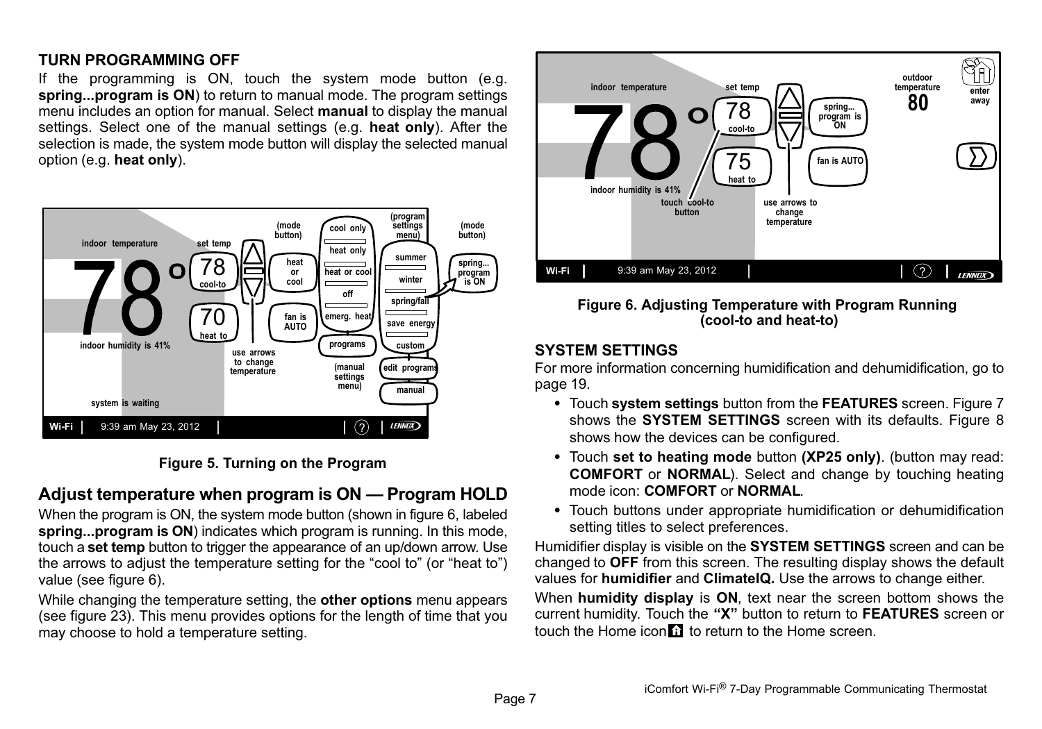## TURN PROGRAMMING OFF

If the programming is ON, touch the system mode button (e.g. **spring...program is ON**) to return to manual mode. The program settings menu includes an option for manual. Select **manual** to display the manual settings. Select one of the manual settings (e.g. **heat only**). After the selection is made, the system mode button will display the selected manual option (e.g. **heat only**).

**Figure 5. Turning on the Program**

## Adjust temperature when program is ON — Program HOLD

When the program is ON, the system mode button (shown in figure 6, labeled **spring...program is ON**) indicates which program is running. In this mode, touch a **set temp** button to trigger the appearance of an up/down arrow. Use the arrows to adjust the temperature setting for the "cool to" (or "heat to") value (see figure 6).

While changing the temperature setting, the **other options** menu appears (see figure 23). This menu provides options for the length of time that you may choose to hold a temperature setting.

**Figure 6. Adjusting Temperature with Program Running (cool-to and heat-to)**

## SYSTEM SETTINGS

For more information concerning humidification and dehumidification, go to page 19.

- Touch **system settings** button from the **FEATURES** screen. Figure 7 shows the **SYSTEM SETTINGS** screen with its defaults. Figure 8 shows how the devices can be configured.
- Touch **set to heating mode** button **(XP25 only)**. (button may read: **COMFORT** or **NORMAL**). Select and change by touching heating mode icon: **COMFORT** or **NORMAL**.
- Touch buttons under appropriate humidification or dehumidification setting titles to select preferences.

Humidifier display is visible on the **SYSTEM SETTINGS** screen and can be changed to **OFF** from this screen. The resulting display shows the default values for **humidifier** and **ClimateIQ.** Use the arrows to change either.

When **humidity display** is **ON**, text near the screen bottom shows the current humidity. Touch the **"X"** button to return to **FEATURES** screen or touch the Home icon to return to the Home screen.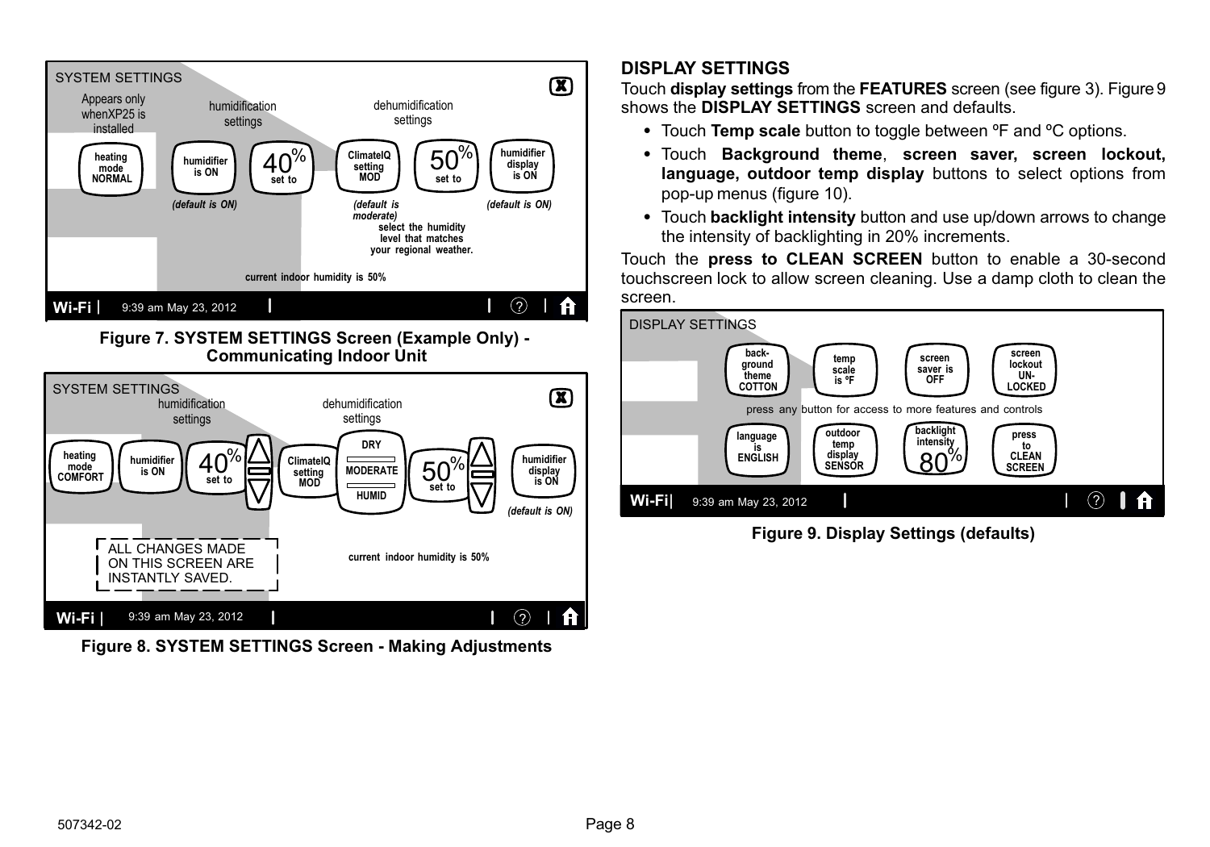SYSTEM SETTINGS

Appears only when XP25 is installed

humidification settings

dehumidification settings

heating mode NORMAL

humidifier is ON

40% set to

ClimateIQ setting MOD

50% set to

humidifier display is ON

*(default is ON)*

*(default is moderate)*

select the humidity level that matches your regional weather.

*(default is ON)*

current indoor humidity is 50%

Wi-Fi | 9:39 am May 23, 2012

**Figure 7. SYSTEM SETTINGS Screen (Example Only) - Communicating Indoor Unit**

SYSTEM SETTINGS

humidification settings

dehumidification settings

heating mode COMFORT

humidifier is ON

40% set to

ClimateIQ setting MOD

DRY

MODERATE

HUMID

50% set to

humidifier display is ON

*(default is ON)*

ALL CHANGES MADE ON THIS SCREEN ARE INSTANTLY SAVED.

current indoor humidity is 50%

Wi-Fi | 9:39 am May 23, 2012

**Figure 8. SYSTEM SETTINGS Screen - Making Adjustments**

## DISPLAY SETTINGS

Touch **display settings** from the **FEATURES** screen (see figure 3). Figure 9 shows the **DISPLAY SETTINGS** screen and defaults.

- Touch **Temp scale** button to toggle between ºF and ºC options.
- Touch **Background theme**, **screen saver, screen lockout, language, outdoor temp display** buttons to select options from pop-up menus (figure 10).
- Touch **backlight intensity** button and use up/down arrows to change the intensity of backlighting in 20% increments.

Touch the **press to CLEAN SCREEN** button to enable a 30-second touchscreen lock to allow screen cleaning. Use a damp cloth to clean the screen.

DISPLAY SETTINGS

back-ground theme COTTON

temp scale is ºF

screen saver is OFF

screen lockout UN-LOCKED

press any button for access to more features and controls

language is ENGLISH

outdoor temp display SENSOR

backlight intensity 80%

press to CLEAN SCREEN

Wi-Fi| 9:39 am May 23, 2012

**Figure 9. Display Settings (defaults)**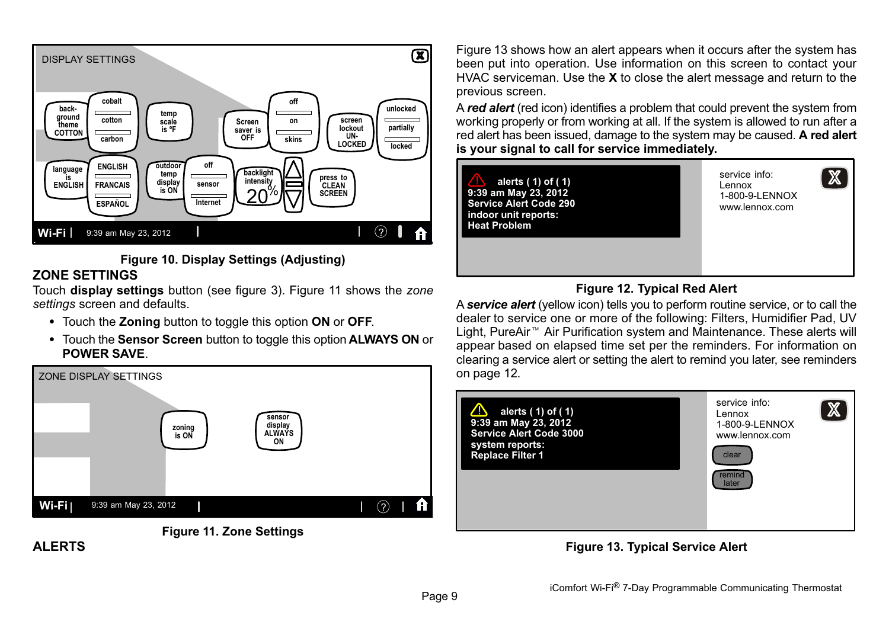DISPLAY SETTINGS

Figure 10. Display Settings (Adjusting)

## ZONE SETTINGS

Touch **display settings** button (see figure 3). Figure 11 shows the *zone settings* screen and defaults.

- Touch the **Zoning** button to toggle this option **ON** or **OFF**.
- Touch the **Sensor Screen** button to toggle this option **ALWAYS ON** or **POWER SAVE**.

ZONE DISPLAY SETTINGS

Figure 11. Zone Settings

## ALERTS

Figure 13 shows how an alert appears when it occurs after the system has been put into operation. Use information on this screen to contact your HVAC serviceman. Use the **X** to close the alert message and return to the previous screen.

A ***red alert*** (red icon) identifies a problem that could prevent the system from working properly or from working at all. If the system is allowed to run after a red alert has been issued, damage to the system may be caused. **A red alert is your signal to call for service immediately.**

Figure 12. Typical Red Alert

A ***service alert*** (yellow icon) tells you to perform routine service, or to call the dealer to service one or more of the following: Filters, Humidifier Pad, UV Light, PureAir™ Air Purification system and Maintenance. These alerts will appear based on elapsed time set per the reminders. For information on clearing a service alert or setting the alert to remind you later, see reminders on page 12.

Figure 13. Typical Service Alert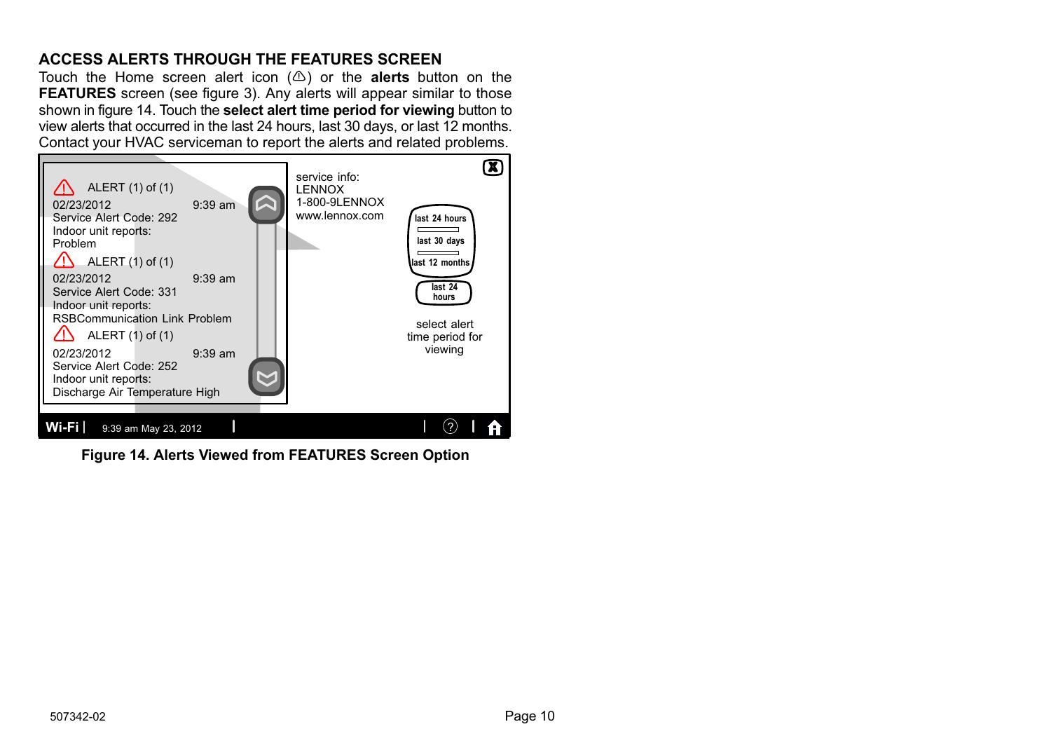## ACCESS ALERTS THROUGH THE FEATURES SCREEN

Touch the Home screen alert icon (⚠) or the **alerts** button on the **FEATURES** screen (see figure 3). Any alerts will appear similar to those shown in figure 14. Touch the **select alert time period for viewing** button to view alerts that occurred in the last 24 hours, last 30 days, or last 12 months. Contact your HVAC serviceman to report the alerts and related problems.

ALERT (1) of (1)
02/23/2012 9:39 am
Service Alert Code: 292
Indoor unit reports:
Problem

ALERT (1) of (1)
02/23/2012 9:39 am
Service Alert Code: 331
Indoor unit reports:
RSBCommunication Link Problem

ALERT (1) of (1)
02/23/2012 9:39 am
Service Alert Code: 252
Indoor unit reports:
Discharge Air Temperature High

service info:
LENNOX
1-800-9LENNOX
www.lennox.com

last 24 hours
last 30 days
last 12 months

last 24 hours

select alert time period for viewing

Wi-Fi | 9:39 am May 23, 2012

**Figure 14. Alerts Viewed from FEATURES Screen Option**

507342-02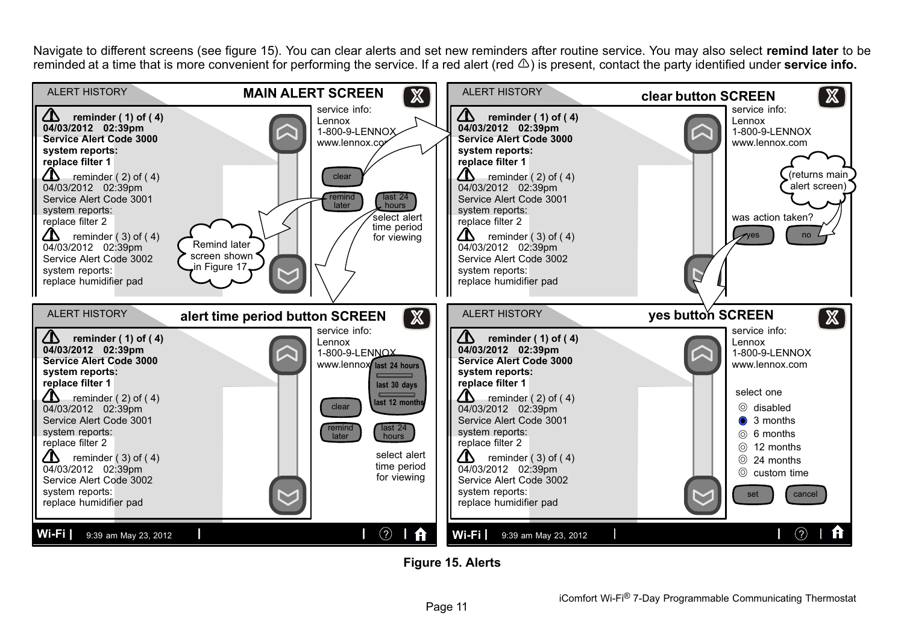Navigate to different screens (see figure 15). You can clear alerts and set new reminders after routine service. You may also select **remind later** to be reminded at a time that is more convenient for performing the service. If a red alert (red ⚠) is present, contact the party identified under **service info.**

**MAIN ALERT SCREEN**

ALERT HISTORY

⚠ **reminder ( 1) of ( 4)**
**04/03/2012 02:39pm**
**Service Alert Code 3000**
**system reports:**
**replace filter 1**

⚠ reminder ( 2) of ( 4)
04/03/2012 02:39pm
Service Alert Code 3001
system reports:
replace filter 2

⚠ reminder ( 3) of ( 4)
04/03/2012 02:39pm
Service Alert Code 3002
system reports:
replace humidifier pad

service info:
Lennox
1-800-9-LENNOX
www.lennox.com

clear | remind later | last 24 hours

select alert time period for viewing

Remind later screen shown in Figure 17

**clear button SCREEN**

ALERT HISTORY

⚠ **reminder ( 1) of ( 4)**
**04/03/2012 02:39pm**
**Service Alert Code 3000**
**system reports:**
**replace filter 1**

⚠ reminder ( 2) of ( 4)
04/03/2012 02:39pm
Service Alert Code 3001
system reports:
replace filter 2

⚠ reminder ( 3) of ( 4)
04/03/2012 02:39pm
Service Alert Code 3002
system reports:
replace humidifier pad

service info:
Lennox
1-800-9-LENNOX
www.lennox.com

(returns main alert screen)

was action taken?

yes | no

**alert time period button SCREEN**

ALERT HISTORY

⚠ **reminder ( 1) of ( 4)**
**04/03/2012 02:39pm**
**Service Alert Code 3000**
**system reports:**
**replace filter 1**

⚠ reminder ( 2) of ( 4)
04/03/2012 02:39pm
Service Alert Code 3001
system reports:
replace filter 2

⚠ reminder ( 3) of ( 4)
04/03/2012 02:39pm
Service Alert Code 3002
system reports:
replace humidifier pad

service info:
Lennox
1-800-9-LENNOX
www.lennox.com

**last 24 hours**
**last 30 days**
**last 12 months**

clear | remind later | last 24 hours

select alert time period for viewing

Wi-Fi | 9:39 am May 23, 2012

**yes button SCREEN**

ALERT HISTORY

⚠ **reminder ( 1) of ( 4)**
**04/03/2012 02:39pm**
**Service Alert Code 3000**
**system reports:**
**replace filter 1**

⚠ reminder ( 2) of ( 4)
04/03/2012 02:39pm
Service Alert Code 3001
system reports:
replace filter 2

⚠ reminder ( 3) of ( 4)
04/03/2012 02:39pm
Service Alert Code 3002
system reports:
replace humidifier pad

service info:
Lennox
1-800-9-LENNOX
www.lennox.com

select one
- disabled
- 3 months
- 6 months
- 12 months
- 24 months
- custom time

set | cancel

Wi-Fi | 9:39 am May 23, 2012

**Figure 15. Alerts**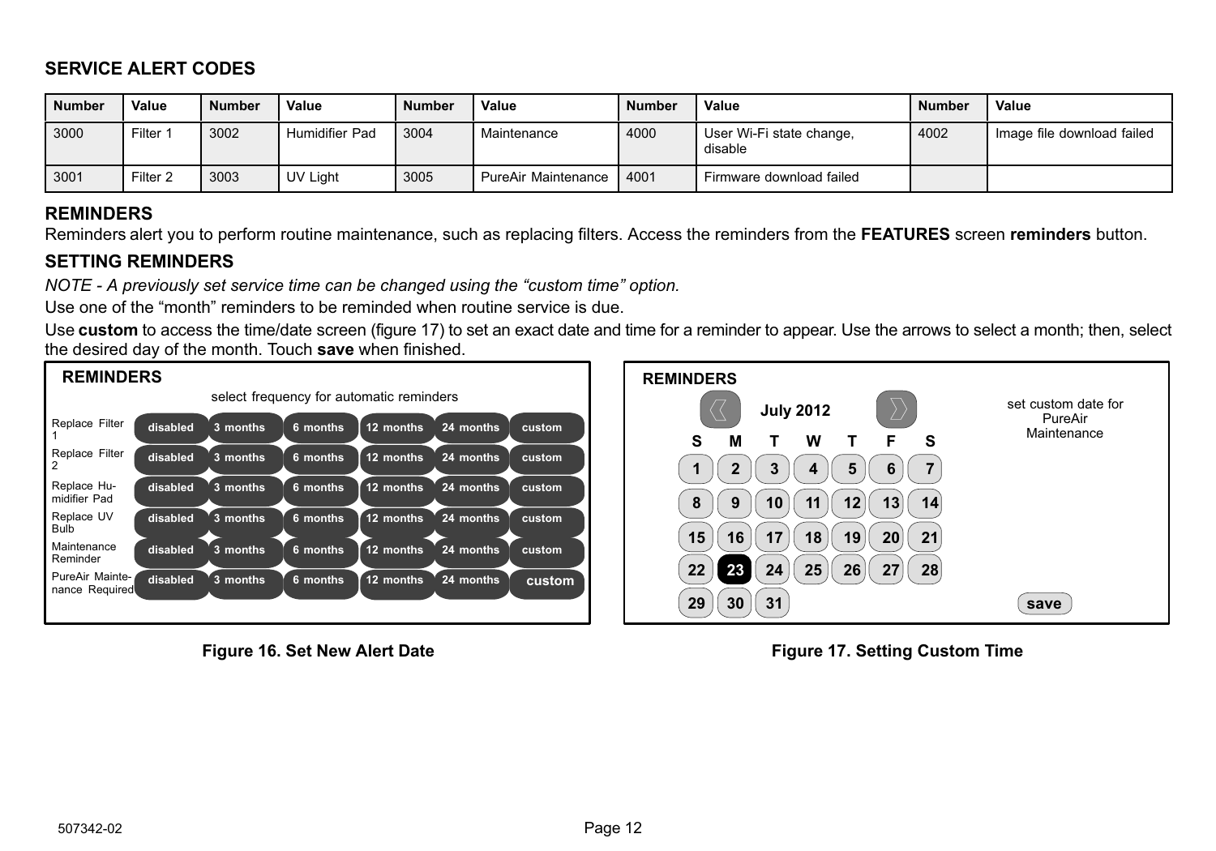## SERVICE ALERT CODES

| Number | Value | Number | Value | Number | Value | Number | Value | Number | Value |
|---|---|---|---|---|---|---|---|---|---|
| 3000 | Filter 1 | 3002 | Humidifier Pad | 3004 | Maintenance | 4000 | User Wi-Fi state change, disable | 4002 | Image file download failed |
| 3001 | Filter 2 | 3003 | UV Light | 3005 | PureAir Maintenance | 4001 | Firmware download failed | | |

## REMINDERS

Reminders alert you to perform routine maintenance, such as replacing filters. Access the reminders from the **FEATURES** screen **reminders** button.

## SETTING REMINDERS

*NOTE - A previously set service time can be changed using the "custom time" option.*

Use one of the "month" reminders to be reminded when routine service is due.

Use **custom** to access the time/date screen (figure 17) to set an exact date and time for a reminder to appear. Use the arrows to select a month; then, select the desired day of the month. Touch **save** when finished.

**REMINDERS**

select frequency for automatic reminders

| | | | | | | |
|---|---|---|---|---|---|---|
| Replace Filter 1 | disabled | 3 months | 6 months | 12 months | 24 months | custom |
| Replace Filter 2 | disabled | 3 months | 6 months | 12 months | 24 months | custom |
| Replace Humidifier Pad | disabled | 3 months | 6 months | 12 months | 24 months | custom |
| Replace UV Bulb | disabled | 3 months | 6 months | 12 months | 24 months | custom |
| Maintenance Reminder | disabled | 3 months | 6 months | 12 months | 24 months | custom |
| PureAir Maintenance Required | disabled | 3 months | 6 months | 12 months | 24 months | custom |

**Figure 16. Set New Alert Date**

**REMINDERS**

July 2012

set custom date for PureAir Maintenance

| S | M | T | W | T | F | S |
|---|---|---|---|---|---|---|
| 1 | 2 | 3 | 4 | 5 | 6 | 7 |
| 8 | 9 | 10 | 11 | 12 | 13 | 14 |
| 15 | 16 | 17 | 18 | 19 | 20 | 21 |
| 22 | 23 | 24 | 25 | 26 | 27 | 28 |
| 29 | 30 | 31 | | | | |

save

**Figure 17. Setting Custom Time**

507342-02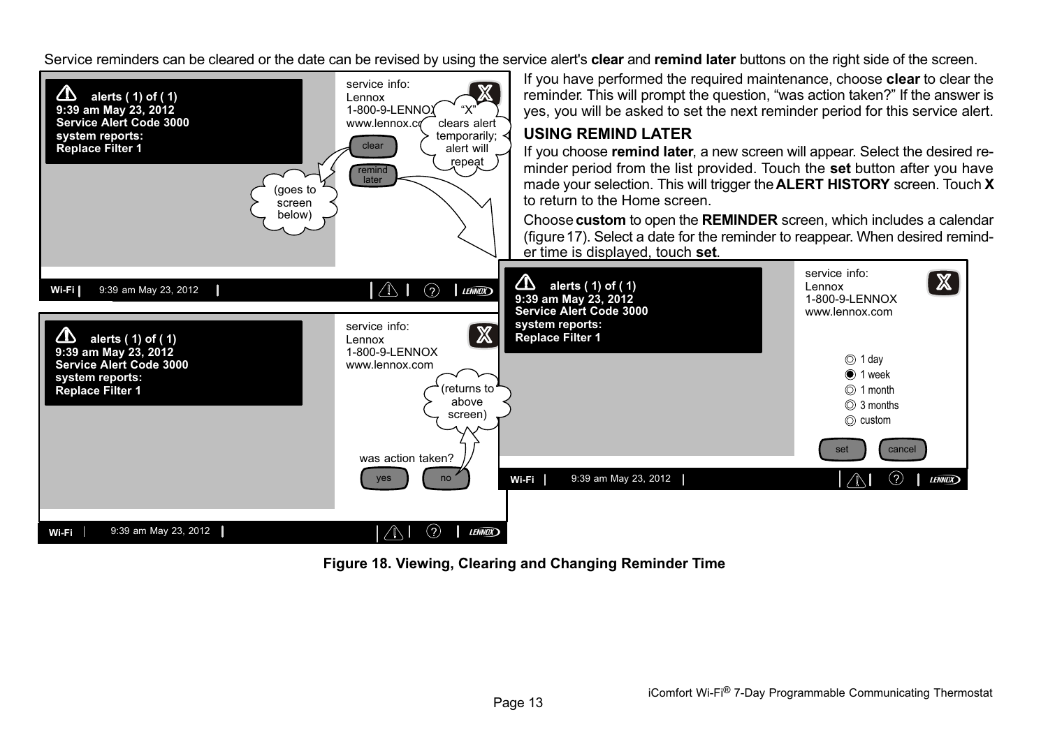Service reminders can be cleared or the date can be revised by using the service alert's **clear** and **remind later** buttons on the right side of the screen.

If you have performed the required maintenance, choose **clear** to clear the reminder. This will prompt the question, “was action taken?” If the answer is yes, you will be asked to set the next reminder period for this service alert.

### USING REMIND LATER

If you choose **remind later**, a new screen will appear. Select the desired reminder period from the list provided. Touch the **set** button after you have made your selection. This will trigger the **ALERT HISTORY** screen. Touch **X** to return to the Home screen.

Choose **custom** to open the **REMINDER** screen, which includes a calendar (figure 17). Select a date for the reminder to reappear. When desired reminder time is displayed, touch **set**.

**Figure 18. Viewing, Clearing and Changing Reminder Time**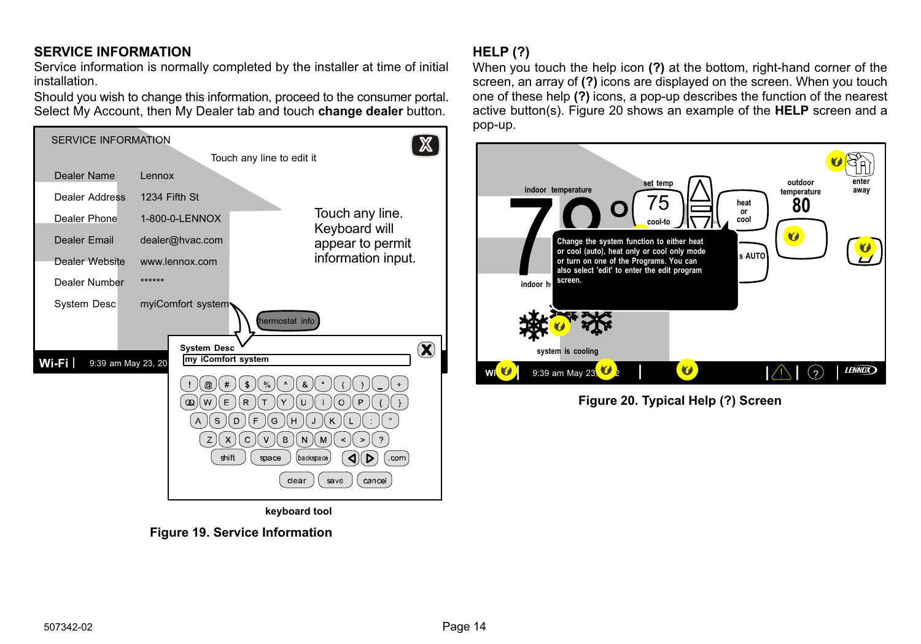## SERVICE INFORMATION

Service information is normally completed by the installer at time of initial installation.

Should you wish to change this information, proceed to the consumer portal. Select My Account, then My Dealer tab and touch **change dealer** button.

Figure 19. Service Information

## HELP (?)

When you touch the help icon **(?)** at the bottom, right-hand corner of the screen, an array of **(?)** icons are displayed on the screen. When you touch one of these help **(?)** icons, a pop-up describes the function of the nearest active button(s). Figure 20 shows an example of the **HELP** screen and a pop-up.

Figure 20. Typical Help (?) Screen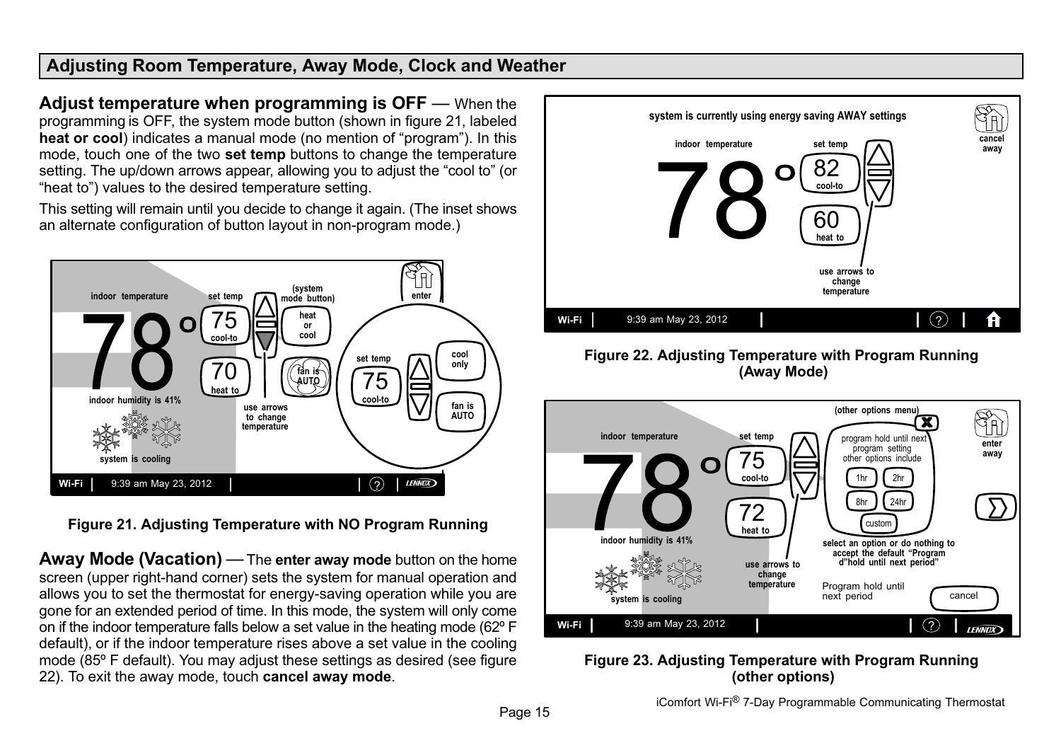## Adjusting Room Temperature, Away Mode, Clock and Weather

**Adjust temperature when programming is OFF** — When the programming is OFF, the system mode button (shown in figure 21, labeled **heat or cool**) indicates a manual mode (no mention of "program"). In this mode, touch one of the two **set temp** buttons to change the temperature setting. The up/down arrows appear, allowing you to adjust the "cool to" (or "heat to") values to the desired temperature setting.

This setting will remain until you decide to change it again. (The inset shows an alternate configuration of button layout in non-program mode.)

**Figure 21. Adjusting Temperature with NO Program Running**

**Away Mode (Vacation)** — The **enter away mode** button on the home screen (upper right-hand corner) sets the system for manual operation and allows you to set the thermostat for energy-saving operation while you are gone for an extended period of time. In this mode, the system will only come on if the indoor temperature falls below a set value in the heating mode (62º F default), or if the indoor temperature rises above a set value in the cooling mode (85º F default). You may adjust these settings as desired (see figure 22). To exit the away mode, touch **cancel away mode**.

**Figure 22. Adjusting Temperature with Program Running (Away Mode)**

**Figure 23. Adjusting Temperature with Program Running (other options)**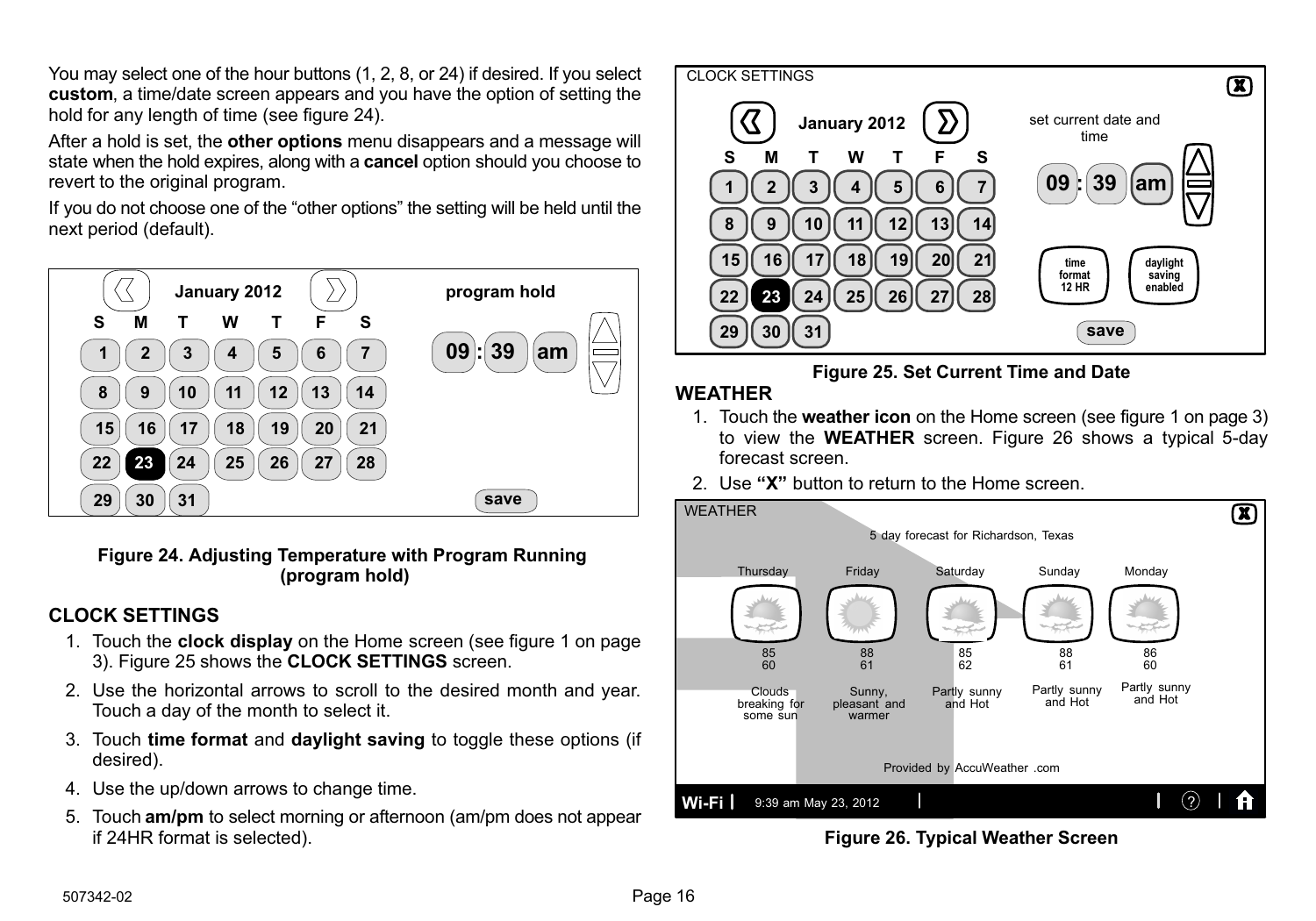You may select one of the hour buttons (1, 2, 8, or 24) if desired. If you select **custom**, a time/date screen appears and you have the option of setting the hold for any length of time (see figure 24).

After a hold is set, the **other options** menu disappears and a message will state when the hold expires, along with a **cancel** option should you choose to revert to the original program.

If you do not choose one of the “other options” the setting will be held until the next period (default).

Figure 24. Adjusting Temperature with Program Running (program hold)

## CLOCK SETTINGS

1. Touch the **clock display** on the Home screen (see figure 1 on page 3). Figure 25 shows the **CLOCK SETTINGS** screen.
2. Use the horizontal arrows to scroll to the desired month and year. Touch a day of the month to select it.
3. Touch **time format** and **daylight saving** to toggle these options (if desired).
4. Use the up/down arrows to change time.
5. Touch **am/pm** to select morning or afternoon (am/pm does not appear if 24HR format is selected).

Figure 25. Set Current Time and Date

## WEATHER

1. Touch the **weather icon** on the Home screen (see figure 1 on page 3) to view the **WEATHER** screen. Figure 26 shows a typical 5-day forecast screen.
2. Use **“X”** button to return to the Home screen.

Figure 26. Typical Weather Screen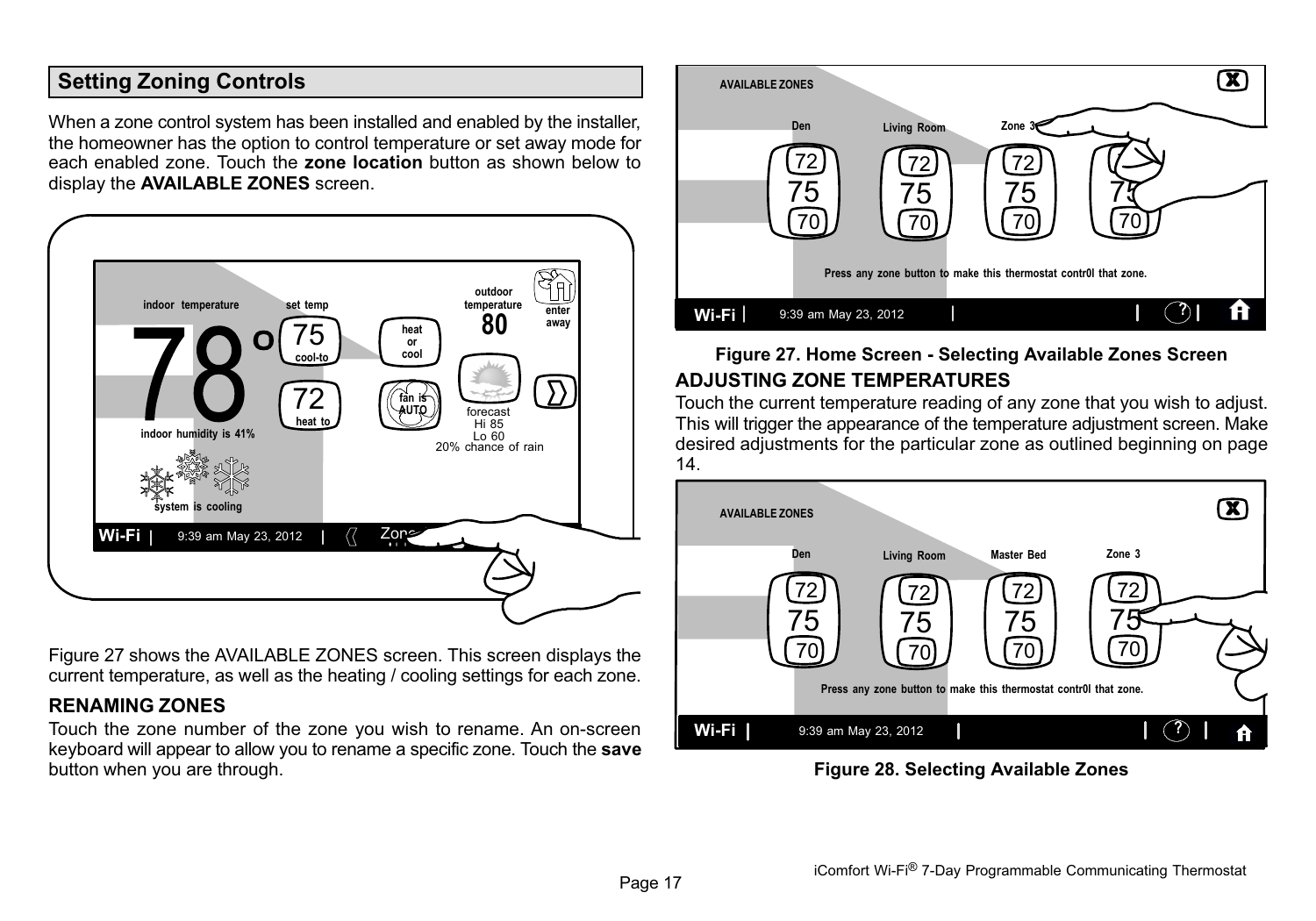## Setting Zoning Controls

When a zone control system has been installed and enabled by the installer, the homeowner has the option to control temperature or set away mode for each enabled zone. Touch the **zone location** button as shown below to display the **AVAILABLE ZONES** screen.

Figure 27 shows the AVAILABLE ZONES screen. This screen displays the current temperature, as well as the heating / cooling settings for each zone.

### RENAMING ZONES

Touch the zone number of the zone you wish to rename. An on-screen keyboard will appear to allow you to rename a specific zone. Touch the **save** button when you are through.

**Figure 27. Home Screen - Selecting Available Zones Screen**

### ADJUSTING ZONE TEMPERATURES

Touch the current temperature reading of any zone that you wish to adjust. This will trigger the appearance of the temperature adjustment screen. Make desired adjustments for the particular zone as outlined beginning on page 14.

**Figure 28. Selecting Available Zones**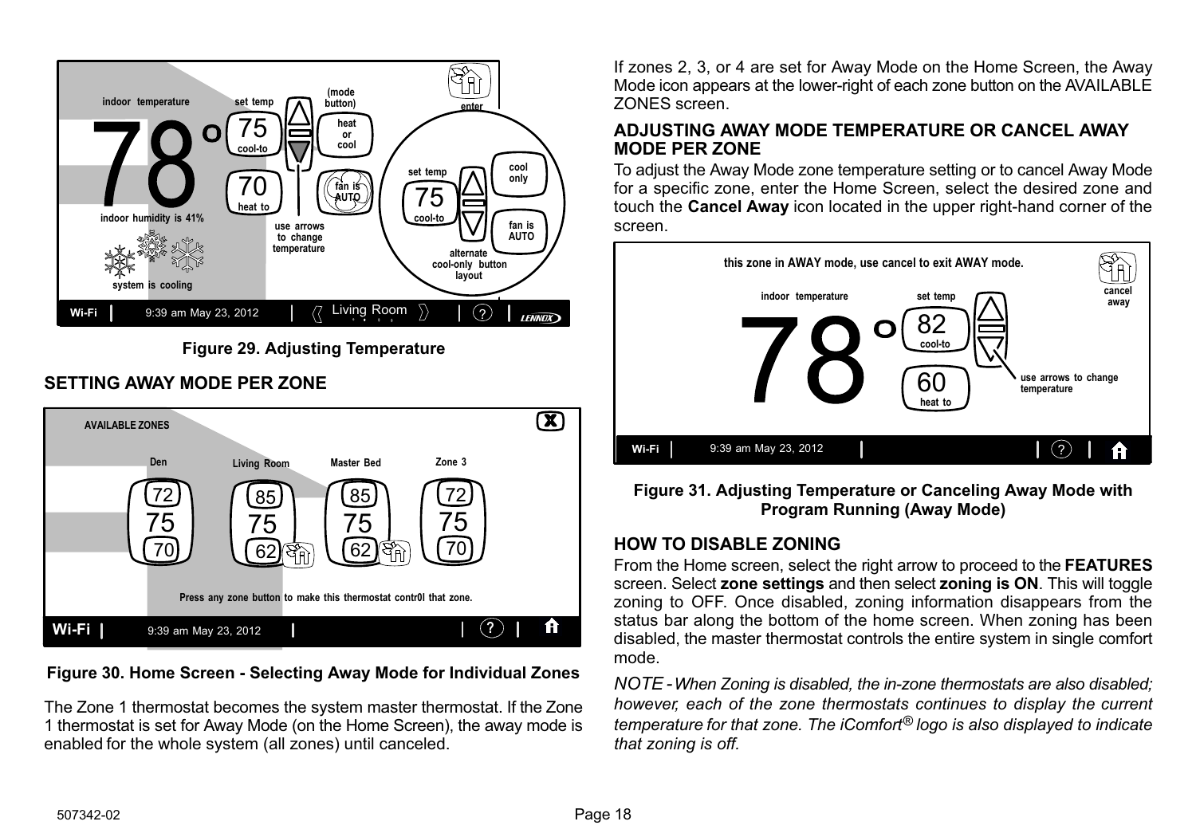Figure 29. Adjusting Temperature

## SETTING AWAY MODE PER ZONE

Figure 30. Home Screen - Selecting Away Mode for Individual Zones

The Zone 1 thermostat becomes the system master thermostat. If the Zone 1 thermostat is set for Away Mode (on the Home Screen), the away mode is enabled for the whole system (all zones) until canceled.

If zones 2, 3, or 4 are set for Away Mode on the Home Screen, the Away Mode icon appears at the lower-right of each zone button on the AVAILABLE ZONES screen.

## ADJUSTING AWAY MODE TEMPERATURE OR CANCEL AWAY MODE PER ZONE

To adjust the Away Mode zone temperature setting or to cancel Away Mode for a specific zone, enter the Home Screen, select the desired zone and touch the **Cancel Away** icon located in the upper right-hand corner of the screen.

Figure 31. Adjusting Temperature or Canceling Away Mode with Program Running (Away Mode)

## HOW TO DISABLE ZONING

From the Home screen, select the right arrow to proceed to the **FEATURES** screen. Select **zone settings** and then select **zoning is ON**. This will toggle zoning to OFF. Once disabled, zoning information disappears from the status bar along the bottom of the home screen. When zoning has been disabled, the master thermostat controls the entire system in single comfort mode.

*NOTE - When Zoning is disabled, the in-zone thermostats are also disabled; however, each of the zone thermostats continues to display the current temperature for that zone. The iComfort® logo is also displayed to indicate that zoning is off.*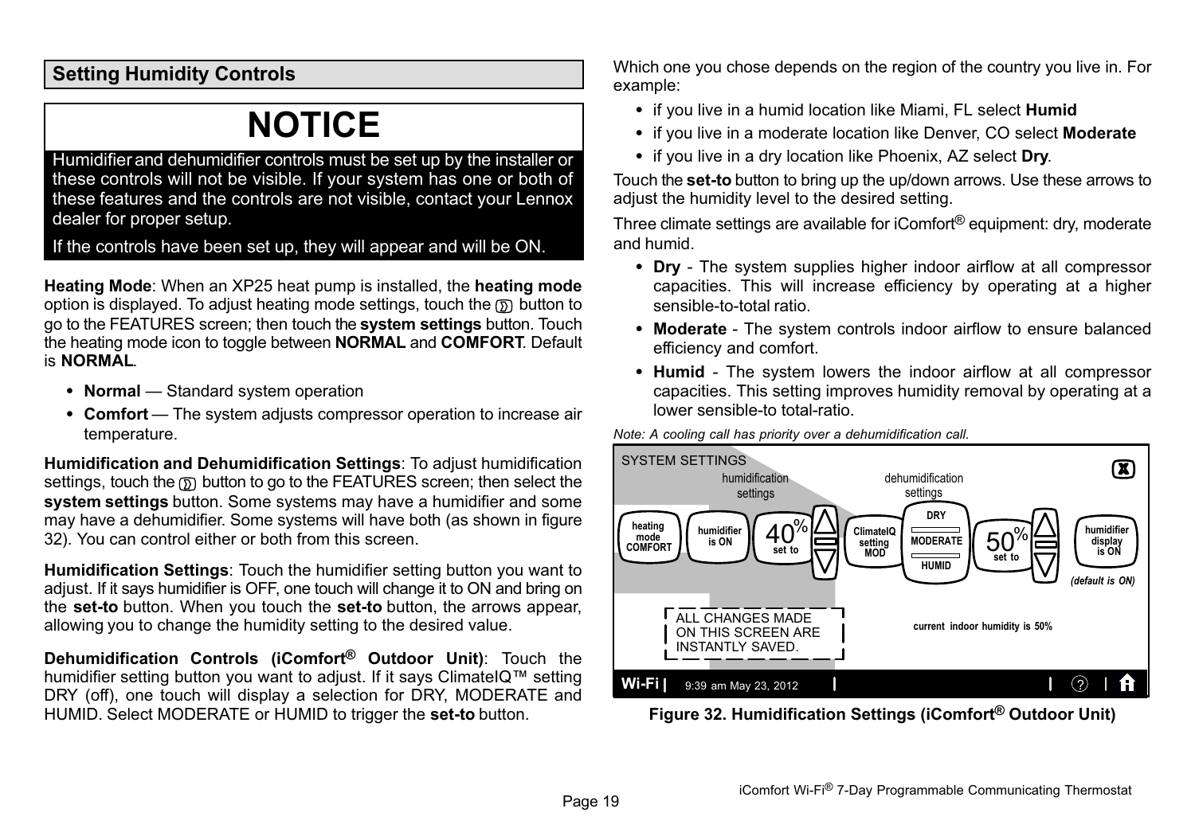## Setting Humidity Controls

**NOTICE**

Humidifier and dehumidifier controls must be set up by the installer or these controls will not be visible. If your system has one or both of these features and the controls are not visible, contact your Lennox dealer for proper setup.

If the controls have been set up, they will appear and will be ON.

**Heating Mode**: When an XP25 heat pump is installed, the **heating mode** option is displayed. To adjust heating mode settings, touch the button to go to the FEATURES screen; then touch the **system settings** button. Touch the heating mode icon to toggle between **NORMAL** and **COMFORT**. Default is **NORMAL**.

- **Normal** — Standard system operation
- **Comfort** — The system adjusts compressor operation to increase air temperature.

**Humidification and Dehumidification Settings**: To adjust humidification settings, touch the button to go to the FEATURES screen; then select the **system settings** button. Some systems may have a humidifier and some may have a dehumidifier. Some systems will have both (as shown in figure 32). You can control either or both from this screen.

**Humidification Settings**: Touch the humidifier setting button you want to adjust. If it says humidifier is OFF, one touch will change it to ON and bring on the **set-to** button. When you touch the **set-to** button, the arrows appear, allowing you to change the humidity setting to the desired value.

**Dehumidification Controls (iComfort® Outdoor Unit)**: Touch the humidifier setting button you want to adjust. If it says ClimateIQ™ setting DRY (off), one touch will display a selection for DRY, MODERATE and HUMID. Select MODERATE or HUMID to trigger the **set-to** button.

Which one you chose depends on the region of the country you live in. For example:

- if you live in a humid location like Miami, FL select **Humid**
- if you live in a moderate location like Denver, CO select **Moderate**
- if you live in a dry location like Phoenix, AZ select **Dry**.

Touch the **set-to** button to bring up the up/down arrows. Use these arrows to adjust the humidity level to the desired setting.

Three climate settings are available for iComfort® equipment: dry, moderate and humid.

- **Dry** - The system supplies higher indoor airflow at all compressor capacities. This will increase efficiency by operating at a higher sensible-to-total ratio.
- **Moderate** - The system controls indoor airflow to ensure balanced efficiency and comfort.
- **Humid** - The system lowers the indoor airflow at all compressor capacities. This setting improves humidity removal by operating at a lower sensible-to total-ratio.

*Note: A cooling call has priority over a dehumidification call.*

SYSTEM SETTINGS

humidification settings | dehumidification settings

heating mode COMFORT | humidifier is ON | 40% set to | ClimateIQ setting MOD | DRY / MODERATE / HUMID | 50% set to | humidifier display is ON

*(default is ON)*

ALL CHANGES MADE ON THIS SCREEN ARE INSTANTLY SAVED.

current indoor humidity is 50%

Wi-Fi | 9:39 am May 23, 2012

**Figure 32. Humidification Settings (iComfort® Outdoor Unit)**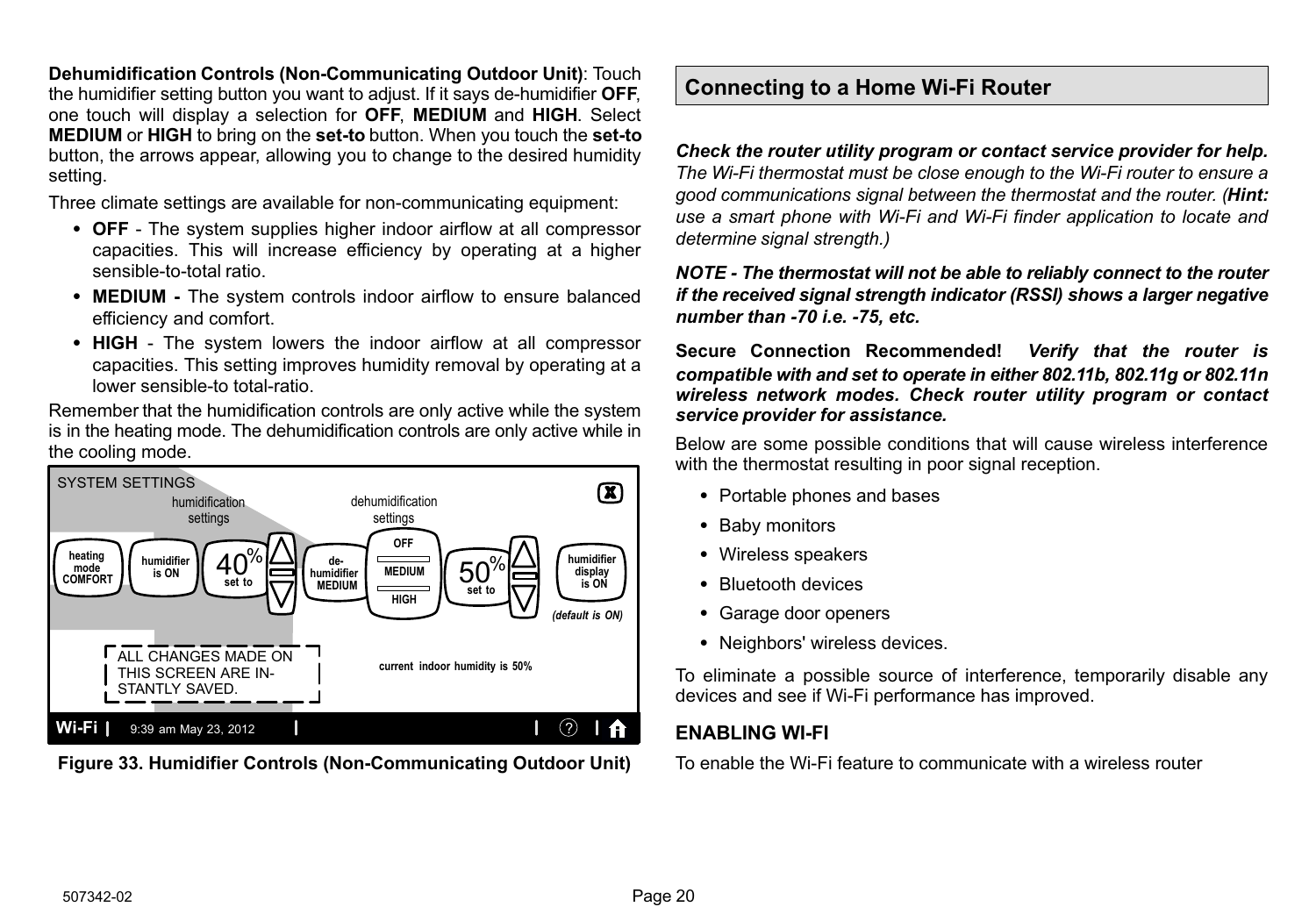**Dehumidification Controls (Non-Communicating Outdoor Unit)**: Touch the humidifier setting button you want to adjust. If it says de-humidifier **OFF**, one touch will display a selection for **OFF**, **MEDIUM** and **HIGH**. Select **MEDIUM** or **HIGH** to bring on the **set-to** button. When you touch the **set-to** button, the arrows appear, allowing you to change to the desired humidity setting.

Three climate settings are available for non-communicating equipment:

- **OFF** - The system supplies higher indoor airflow at all compressor capacities. This will increase efficiency by operating at a higher sensible-to-total ratio.
- **MEDIUM -** The system controls indoor airflow to ensure balanced efficiency and comfort.
- **HIGH** - The system lowers the indoor airflow at all compressor capacities. This setting improves humidity removal by operating at a lower sensible-to total-ratio.

Remember that the humidification controls are only active while the system is in the heating mode. The dehumidification controls are only active while in the cooling mode.

SYSTEM SETTINGS

humidification settings | dehumidification settings

heating mode COMFORT | humidifier is ON | 40% set to | de-humidifier MEDIUM | OFF / MEDIUM / HIGH | 50% set to | humidifier display is ON (default is ON)

ALL CHANGES MADE ON THIS SCREEN ARE INSTANTLY SAVED.

current indoor humidity is 50%

Wi-Fi | 9:39 am May 23, 2012

**Figure 33. Humidifier Controls (Non-Communicating Outdoor Unit)**

## Connecting to a Home Wi-Fi Router

***Check the router utility program or contact service provider for help.*** *The Wi-Fi thermostat must be close enough to the Wi-Fi router to ensure a good communications signal between the thermostat and the router. (**Hint:** use a smart phone with Wi-Fi and Wi-Fi finder application to locate and determine signal strength.)*

***NOTE - The thermostat will not be able to reliably connect to the router if the received signal strength indicator (RSSI) shows a larger negative number than -70 i.e. -75, etc.***

**Secure Connection Recommended!** ***Verify that the router is compatible with and set to operate in either 802.11b, 802.11g or 802.11n wireless network modes. Check router utility program or contact service provider for assistance.***

Below are some possible conditions that will cause wireless interference with the thermostat resulting in poor signal reception.

- Portable phones and bases
- Baby monitors
- Wireless speakers
- Bluetooth devices
- Garage door openers
- Neighbors' wireless devices.

To eliminate a possible source of interference, temporarily disable any devices and see if Wi-Fi performance has improved.

### ENABLING WI-FI

To enable the Wi-Fi feature to communicate with a wireless router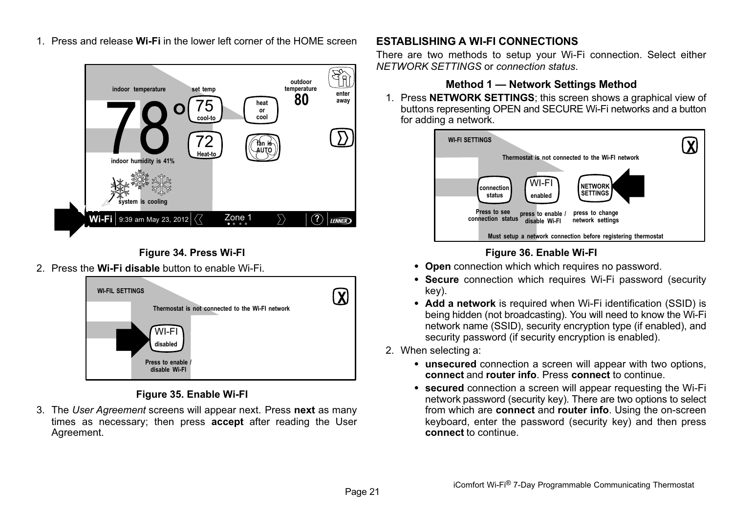1. Press and release **Wi-Fi** in the lower left corner of the HOME screen

Figure 34. Press Wi-FI

2. Press the **Wi-Fi disable** button to enable Wi-Fi.

Figure 35. Enable Wi-FI

3. The *User Agreement* screens will appear next. Press **next** as many times as necessary; then press **accept** after reading the User Agreement.

## ESTABLISHING A WI-FI CONNECTIONS

There are two methods to setup your Wi-Fi connection. Select either *NETWORK SETTINGS* or *connection status*.

### Method 1 — Network Settings Method

1. Press **NETWORK SETTINGS**; this screen shows a graphical view of buttons representing OPEN and SECURE Wi-Fi networks and a button for adding a network.

Figure 36. Enable Wi-FI

- **Open** connection which which requires no password.
- **Secure** connection which requires Wi-Fi password (security key).
- **Add a network** is required when Wi-Fi identification (SSID) is being hidden (not broadcasting). You will need to know the Wi-Fi network name (SSID), security encryption type (if enabled), and security password (if security encryption is enabled).

2. When selecting a:
   - **unsecured** connection a screen will appear with two options, **connect** and **router info**. Press **connect** to continue.
   - **secured** connection a screen will appear requesting the Wi-Fi network password (security key). There are two options to select from which are **connect** and **router info**. Using the on-screen keyboard, enter the password (security key) and then press **connect** to continue.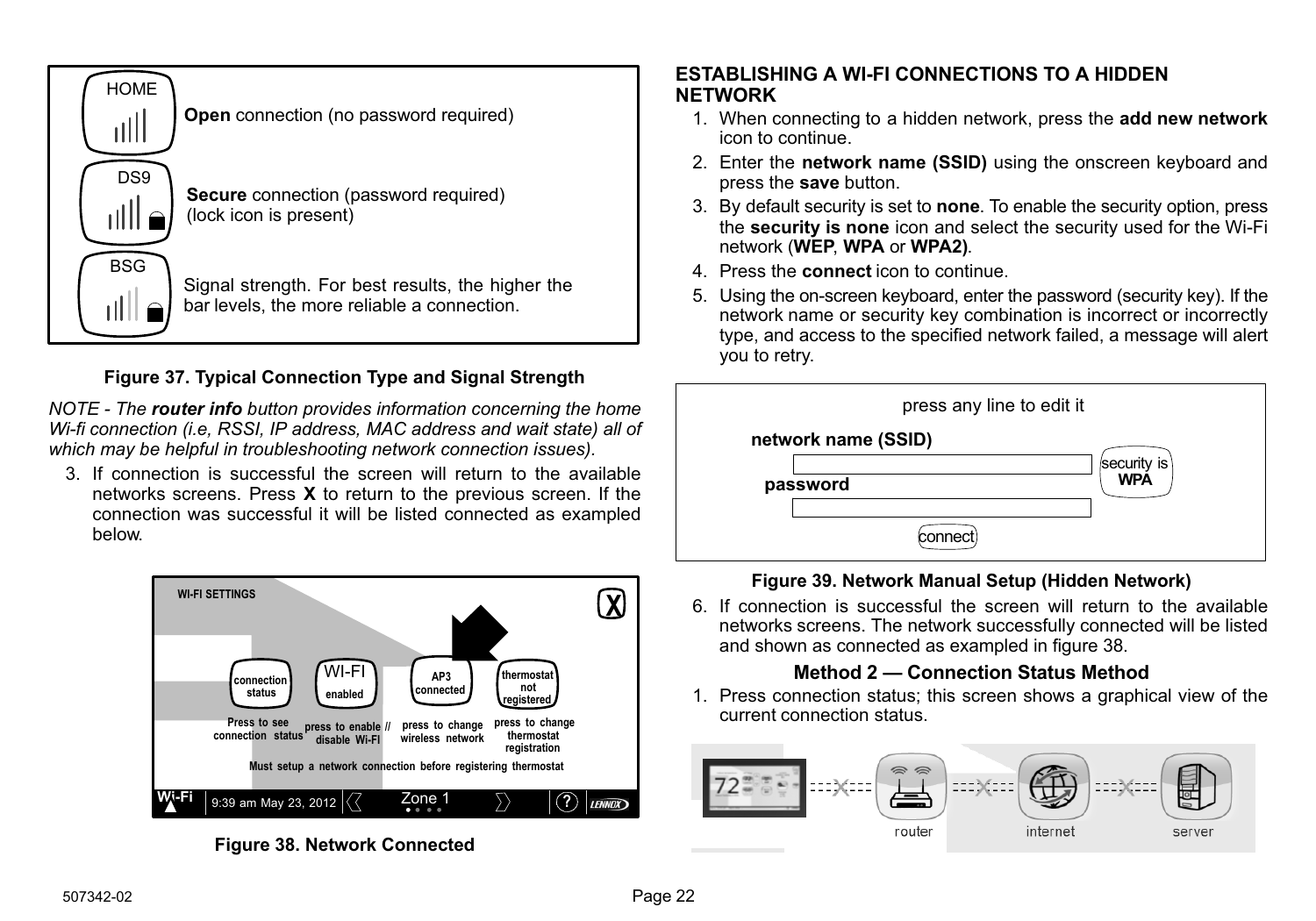HOME

**Open** connection (no password required)

DS9

**Secure** connection (password required) (lock icon is present)

BSG

Signal strength. For best results, the higher the bar levels, the more reliable a connection.

**Figure 37. Typical Connection Type and Signal Strength**

*NOTE - The **router info** button provides information concerning the home Wi-fi connection (i.e, RSSI, IP address, MAC address and wait state) all of which may be helpful in troubleshooting network connection issues).*

3. If connection is successful the screen will return to the available networks screens. Press **X** to return to the previous screen. If the connection was successful it will be listed connected as exampled below.

WI-FI SETTINGS

connection status — Press to see connection status
WI-FI enabled — press to enable // disable Wi-FI
AP3 connected — press to change wireless network
thermostat not registered — press to change thermostat registration

Must setup a network connection before registering thermostat

Wi-Fi | 9:39 am May 23, 2012 | Zone 1

**Figure 38. Network Connected**

## ESTABLISHING A WI-FI CONNECTIONS TO A HIDDEN NETWORK

1. When connecting to a hidden network, press the **add new network** icon to continue.
2. Enter the **network name (SSID)** using the onscreen keyboard and press the **save** button.
3. By default security is set to **none**. To enable the security option, press the **security is none** icon and select the security used for the Wi-Fi network (**WEP**, **WPA** or **WPA2)**.
4. Press the **connect** icon to continue.
5. Using the on-screen keyboard, enter the password (security key). If the network name or security key combination is incorrect or incorrectly type, and access to the specified network failed, a message will alert you to retry.

press any line to edit it

**network name (SSID)**

**password**

security is **WPA**

connect

**Figure 39. Network Manual Setup (Hidden Network)**

6. If connection is successful the screen will return to the available networks screens. The network successfully connected will be listed and shown as connected as exampled in figure 38.

### Method 2 — Connection Status Method

1. Press connection status; this screen shows a graphical view of the current connection status.

router | internet | server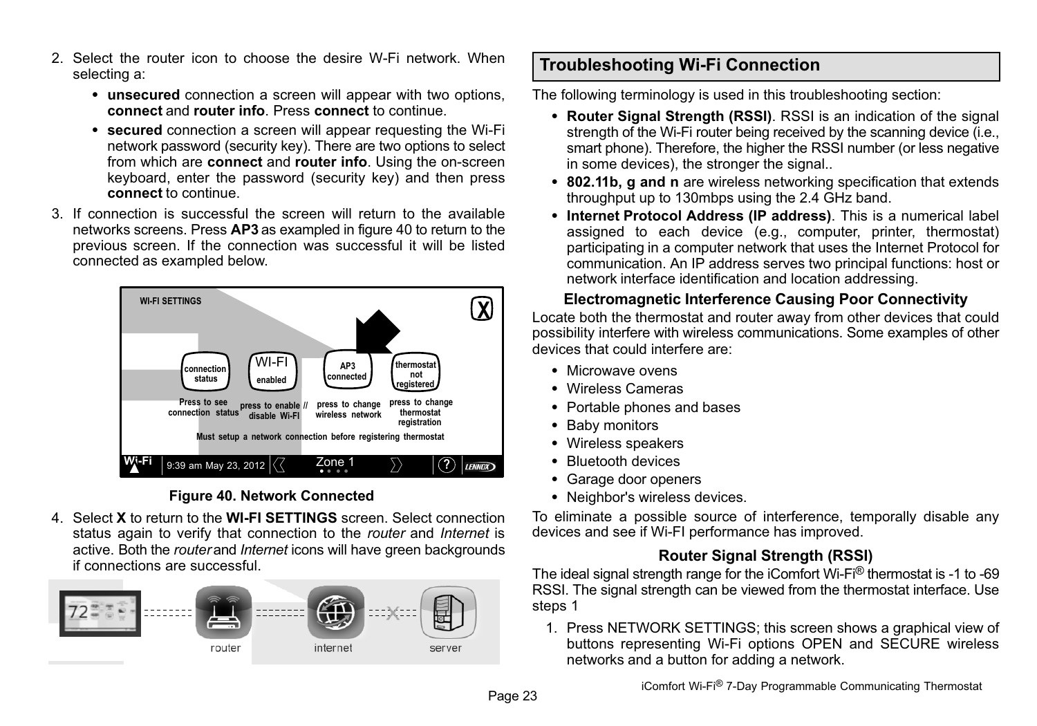2. Select the router icon to choose the desire W-Fi network. When selecting a:
   - **unsecured** connection a screen will appear with two options, **connect** and **router info**. Press **connect** to continue.
   - **secured** connection a screen will appear requesting the Wi-Fi network password (security key). There are two options to select from which are **connect** and **router info**. Using the on-screen keyboard, enter the password (security key) and then press **connect** to continue.
3. If connection is successful the screen will return to the available networks screens. Press **AP3** as exampled in figure 40 to return to the previous screen. If the connection was successful it will be listed connected as exampled below.

**Figure 40. Network Connected**

4. Select **X** to return to the **WI-FI SETTINGS** screen. Select connection status again to verify that connection to the *router* and *Internet* is active. Both the *router* and *Internet* icons will have green backgrounds if connections are successful.

## Troubleshooting Wi-Fi Connection

The following terminology is used in this troubleshooting section:

- **Router Signal Strength (RSSI)**. RSSI is an indication of the signal strength of the Wi-Fi router being received by the scanning device (i.e., smart phone). Therefore, the higher the RSSI number (or less negative in some devices), the stronger the signal..
- **802.11b, g and n** are wireless networking specification that extends throughput up to 130mbps using the 2.4 GHz band.
- **Internet Protocol Address (IP address)**. This is a numerical label assigned to each device (e.g., computer, printer, thermostat) participating in a computer network that uses the Internet Protocol for communication. An IP address serves two principal functions: host or network interface identification and location addressing.

### Electromagnetic Interference Causing Poor Connectivity

Locate both the thermostat and router away from other devices that could possibility interfere with wireless communications. Some examples of other devices that could interfere are:

- Microwave ovens
- Wireless Cameras
- Portable phones and bases
- Baby monitors
- Wireless speakers
- Bluetooth devices
- Garage door openers
- Neighbor's wireless devices.

To eliminate a possible source of interference, temporally disable any devices and see if Wi-FI performance has improved.

### Router Signal Strength (RSSI)

The ideal signal strength range for the iComfort Wi-Fi® thermostat is -1 to -69 RSSI. The signal strength can be viewed from the thermostat interface. Use steps 1

1. Press NETWORK SETTINGS; this screen shows a graphical view of buttons representing Wi-Fi options OPEN and SECURE wireless networks and a button for adding a network.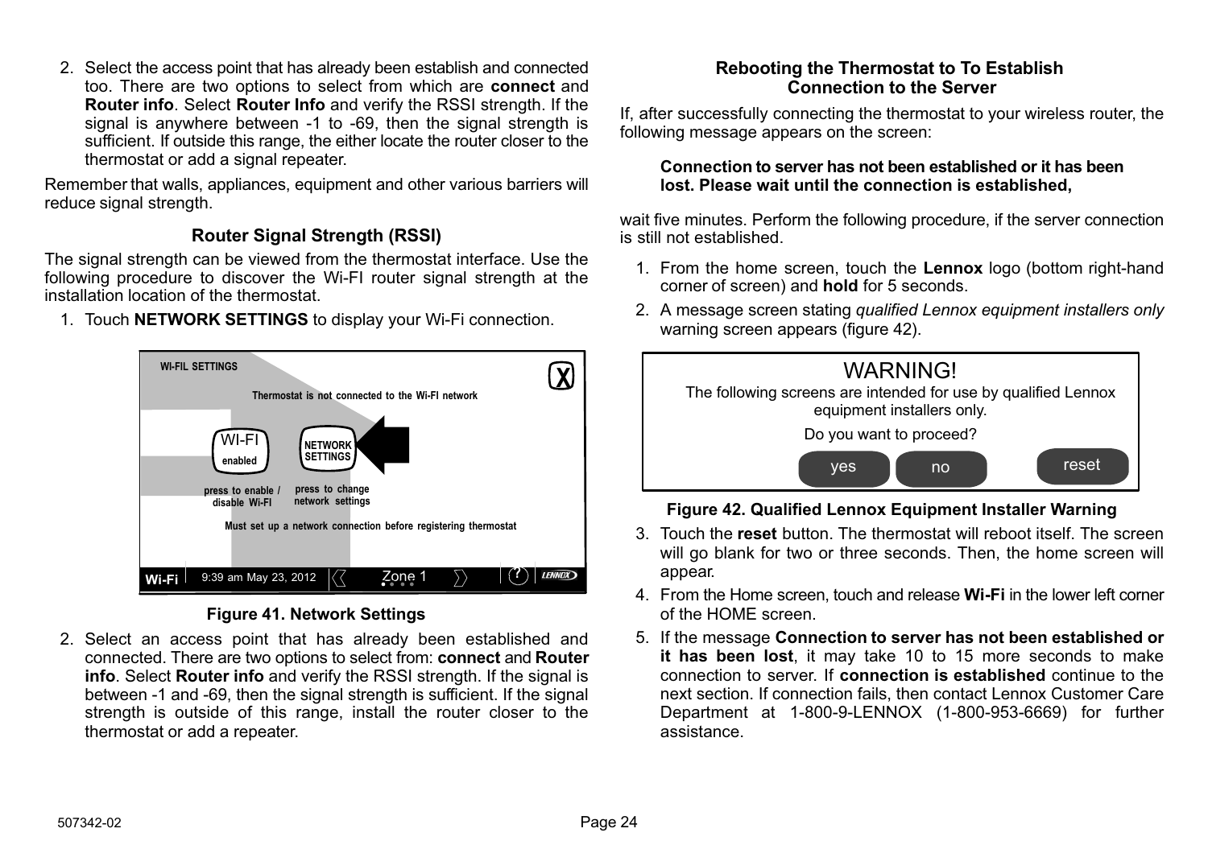2. Select the access point that has already been establish and connected too. There are two options to select from which are **connect** and **Router info**. Select **Router Info** and verify the RSSI strength. If the signal is anywhere between -1 to -69, then the signal strength is sufficient. If outside this range, the either locate the router closer to the thermostat or add a signal repeater.

Remember that walls, appliances, equipment and other various barriers will reduce signal strength.

### Router Signal Strength (RSSI)

The signal strength can be viewed from the thermostat interface. Use the following procedure to discover the Wi-FI router signal strength at the installation location of the thermostat.

1. Touch **NETWORK SETTINGS** to display your Wi-Fi connection.

WI-FIL SETTINGS

Thermostat is not connected to the Wi-FI network

WI-FI enabled — press to enable / disable Wi-FI

NETWORK SETTINGS — press to change network settings

Must set up a network connection before registering thermostat

Wi-Fi 9:39 am May 23, 2012 Zone 1

**Figure 41. Network Settings**

2. Select an access point that has already been established and connected. There are two options to select from: **connect** and **Router info**. Select **Router info** and verify the RSSI strength. If the signal is between -1 and -69, then the signal strength is sufficient. If the signal strength is outside of this range, install the router closer to the thermostat or add a repeater.

### Rebooting the Thermostat to To Establish Connection to the Server

If, after successfully connecting the thermostat to your wireless router, the following message appears on the screen:

> **Connection to server has not been established or it has been lost. Please wait until the connection is established,**

wait five minutes. Perform the following procedure, if the server connection is still not established.

1. From the home screen, touch the **Lennox** logo (bottom right-hand corner of screen) and **hold** for 5 seconds.
2. A message screen stating *qualified Lennox equipment installers only* warning screen appears (figure 42).

WARNING!

The following screens are intended for use by qualified Lennox equipment installers only.

Do you want to proceed?

yes no reset

**Figure 42. Qualified Lennox Equipment Installer Warning**

3. Touch the **reset** button. The thermostat will reboot itself. The screen will go blank for two or three seconds. Then, the home screen will appear.
4. From the Home screen, touch and release **Wi-Fi** in the lower left corner of the HOME screen.
5. If the message **Connection to server has not been established or it has been lost**, it may take 10 to 15 more seconds to make connection to server. If **connection is established** continue to the next section. If connection fails, then contact Lennox Customer Care Department at 1-800-9-LENNOX (1-800-953-6669) for further assistance.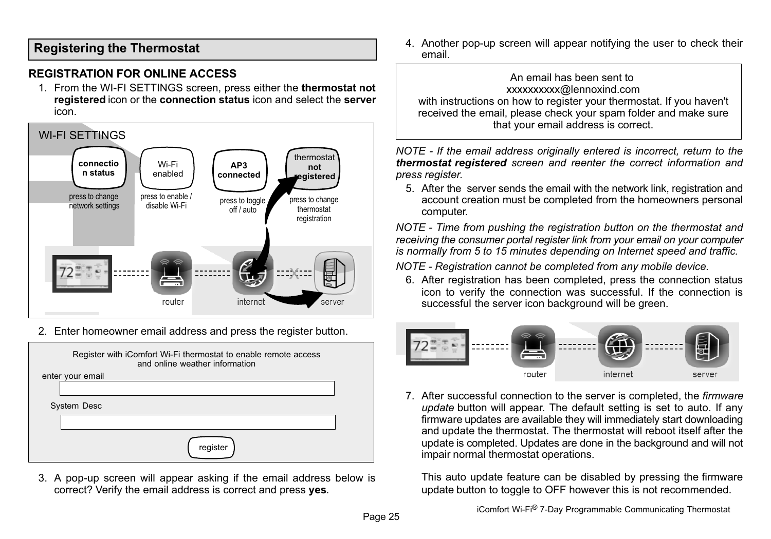## Registering the Thermostat

### REGISTRATION FOR ONLINE ACCESS

1. From the WI-FI SETTINGS screen, press either the **thermostat not registered** icon or the **connection status** icon and select the **server** icon.

WI-FI SETTINGS

**connection status** — press to change network settings
Wi-Fi enabled — press to enable / disable Wi-Fi
**AP3 connected** — press to toggle off / auto
thermostat **not registered** — press to change thermostat registration

router — internet — server

2. Enter homeowner email address and press the register button.

Register with iComfort Wi-Fi thermostat to enable remote access and online weather information

enter your email

System Desc

register

3. A pop-up screen will appear asking if the email address below is correct? Verify the email address is correct and press **yes**.

4. Another pop-up screen will appear notifying the user to check their email.

An email has been sent to
xxxxxxxxxx@lennoxind.com
with instructions on how to register your thermostat. If you haven't received the email, please check your spam folder and make sure that your email address is correct.

*NOTE - If the email address originally entered is incorrect, return to the **thermostat registered** screen and reenter the correct information and press register.*

5. After the server sends the email with the network link, registration and account creation must be completed from the homeowners personal computer.

*NOTE - Time from pushing the registration button on the thermostat and receiving the consumer portal register link from your email on your computer is normally from 5 to 15 minutes depending on Internet speed and traffic.*

*NOTE - Registration cannot be completed from any mobile device.*

6. After registration has been completed, press the connection status icon to verify the connection was successful. If the connection is successful the server icon background will be green.

router — internet — server

7. After successful connection to the server is completed, the *firmware update* button will appear. The default setting is set to auto. If any firmware updates are available they will immediately start downloading and update the thermostat. The thermostat will reboot itself after the update is completed. Updates are done in the background and will not impair normal thermostat operations.

   This auto update feature can be disabled by pressing the firmware update button to toggle to OFF however this is not recommended.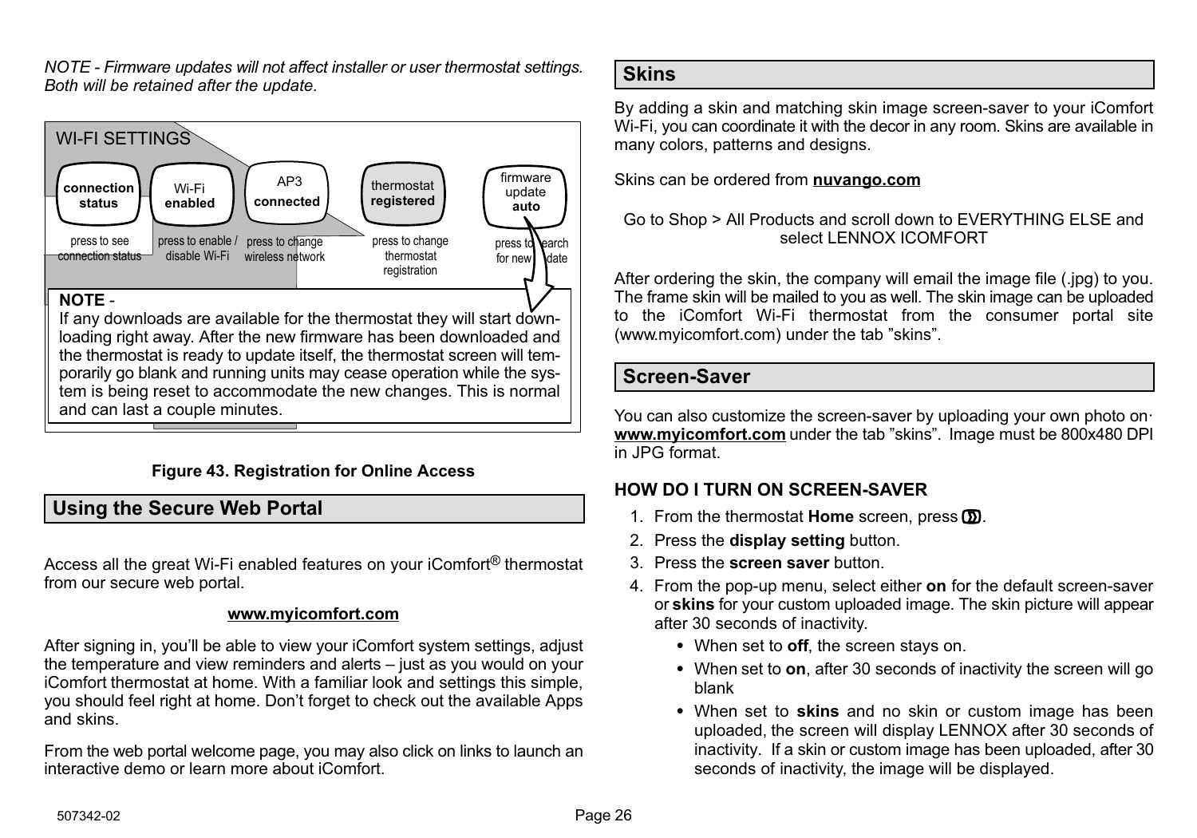*NOTE - Firmware updates will not affect installer or user thermostat settings. Both will be retained after the update.*

WI-FI SETTINGS

**connection status**
press to see connection status

Wi-Fi **enabled**
press to enable / disable Wi-Fi

AP3 **connected**
press to change wireless network

thermostat **registered**
press to change thermostat registration

firmware update **auto**
press to search for new update

**NOTE** -
If any downloads are available for the thermostat they will start downloading right away. After the new firmware has been downloaded and the thermostat is ready to update itself, the thermostat screen will temporarily go blank and running units may cease operation while the system is being reset to accommodate the new changes. This is normal and can last a couple minutes.

**Figure 43. Registration for Online Access**

## Using the Secure Web Portal

Access all the great Wi-Fi enabled features on your iComfort® thermostat from our secure web portal.

**www.myicomfort.com**

After signing in, you'll be able to view your iComfort system settings, adjust the temperature and view reminders and alerts – just as you would on your iComfort thermostat at home. With a familiar look and settings this simple, you should feel right at home. Don't forget to check out the available Apps and skins.

From the web portal welcome page, you may also click on links to launch an interactive demo or learn more about iComfort.

## Skins

By adding a skin and matching skin image screen-saver to your iComfort Wi-Fi, you can coordinate it with the decor in any room. Skins are available in many colors, patterns and designs.

Skins can be ordered from **nuvango.com**

Go to Shop > All Products and scroll down to EVERYTHING ELSE and select LENNOX ICOMFORT

After ordering the skin, the company will email the image file (.jpg) to you. The frame skin will be mailed to you as well. The skin image can be uploaded to the iComfort Wi-Fi thermostat from the consumer portal site (www.myicomfort.com) under the tab "skins".

## Screen-Saver

You can also customize the screen-saver by uploading your own photo on **www.myicomfort.com** under the tab "skins". Image must be 800x480 DPI in JPG format.

### HOW DO I TURN ON SCREEN-SAVER

1. From the thermostat **Home** screen, press .
2. Press the **display setting** button.
3. Press the **screen saver** button.
4. From the pop-up menu, select either **on** for the default screen-saver or **skins** for your custom uploaded image. The skin picture will appear after 30 seconds of inactivity.
   - When set to **off**, the screen stays on.
   - When set to **on**, after 30 seconds of inactivity the screen will go blank
   - When set to **skins** and no skin or custom image has been uploaded, the screen will display LENNOX after 30 seconds of inactivity. If a skin or custom image has been uploaded, after 30 seconds of inactivity, the image will be displayed.

507342-02